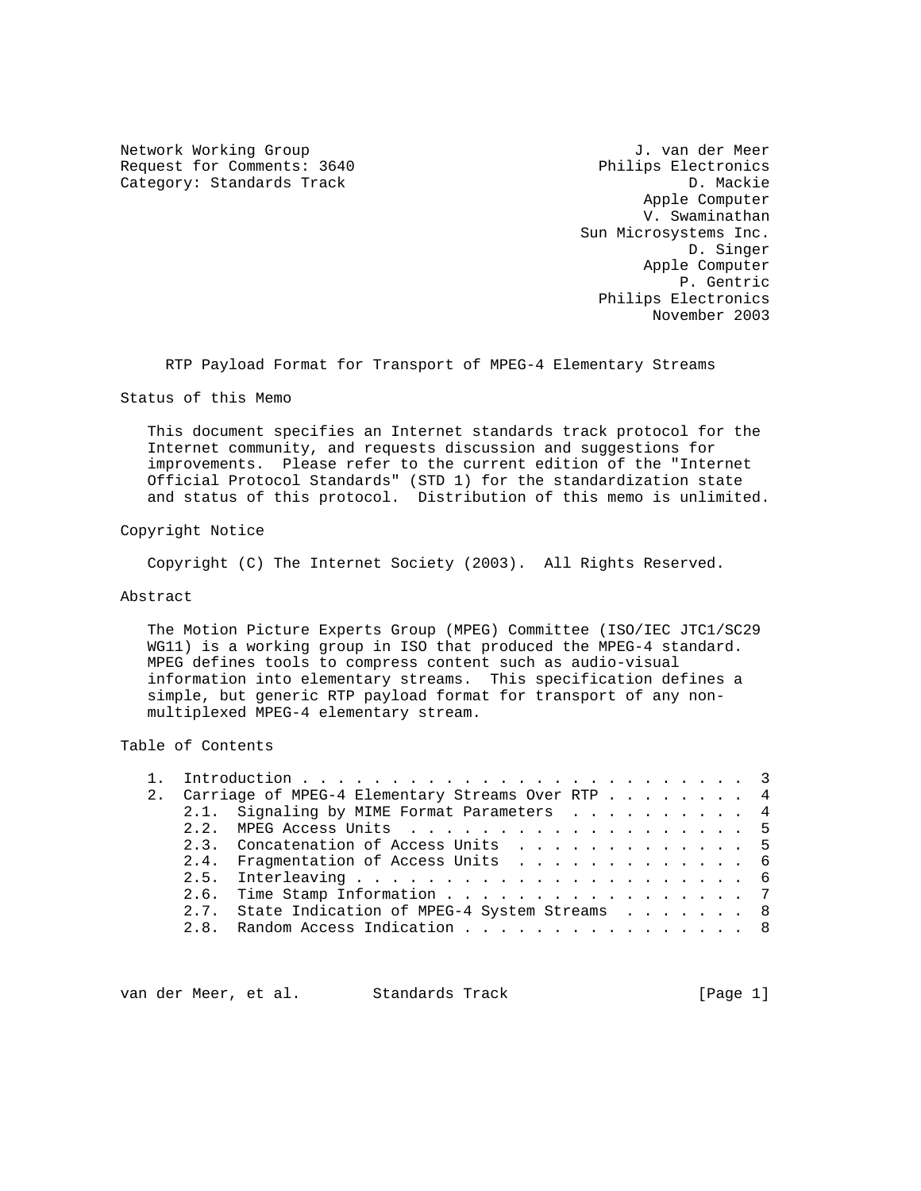Network Working Group J. van der Meer
Request for Comments: 3640 Philips Electronics
Category: Standards Track D. Mackie
Apple Computer
V. Swaminathan
Sun Microsystems Inc.
D. Singer
Apple Computer
P. Gentric
Philips Electronics
November 2003

# RTP Payload Format for Transport of MPEG-4 Elementary Streams

## Status of this Memo

This document specifies an Internet standards track protocol for the Internet community, and requests discussion and suggestions for improvements. Please refer to the current edition of the "Internet Official Protocol Standards" (STD 1) for the standardization state and status of this protocol. Distribution of this memo is unlimited.

## Copyright Notice

Copyright (C) The Internet Society (2003). All Rights Reserved.

## Abstract

The Motion Picture Experts Group (MPEG) Committee (ISO/IEC JTC1/SC29 WG11) is a working group in ISO that produced the MPEG-4 standard. MPEG defines tools to compress content such as audio-visual information into elementary streams. This specification defines a simple, but generic RTP payload format for transport of any non-multiplexed MPEG-4 elementary stream.

## Table of Contents

```
1.  Introduction . . . . . . . . . . . . . . . . . . . . . . . .  3
2.  Carriage of MPEG-4 Elementary Streams Over RTP . . . . . . .  4
    2.1.  Signaling by MIME Format Parameters  . . . . . . . . .  4
    2.2.  MPEG Access Units  . . . . . . . . . . . . . . . . . .  5
    2.3.  Concatenation of Access Units  . . . . . . . . . . . .  5
    2.4.  Fragmentation of Access Units  . . . . . . . . . . . .  6
    2.5.  Interleaving . . . . . . . . . . . . . . . . . . . . .  6
    2.6.  Time Stamp Information . . . . . . . . . . . . . . . .  7
    2.7.  State Indication of MPEG-4 System Streams  . . . . . .  8
    2.8.  Random Access Indication . . . . . . . . . . . . . . .  8
```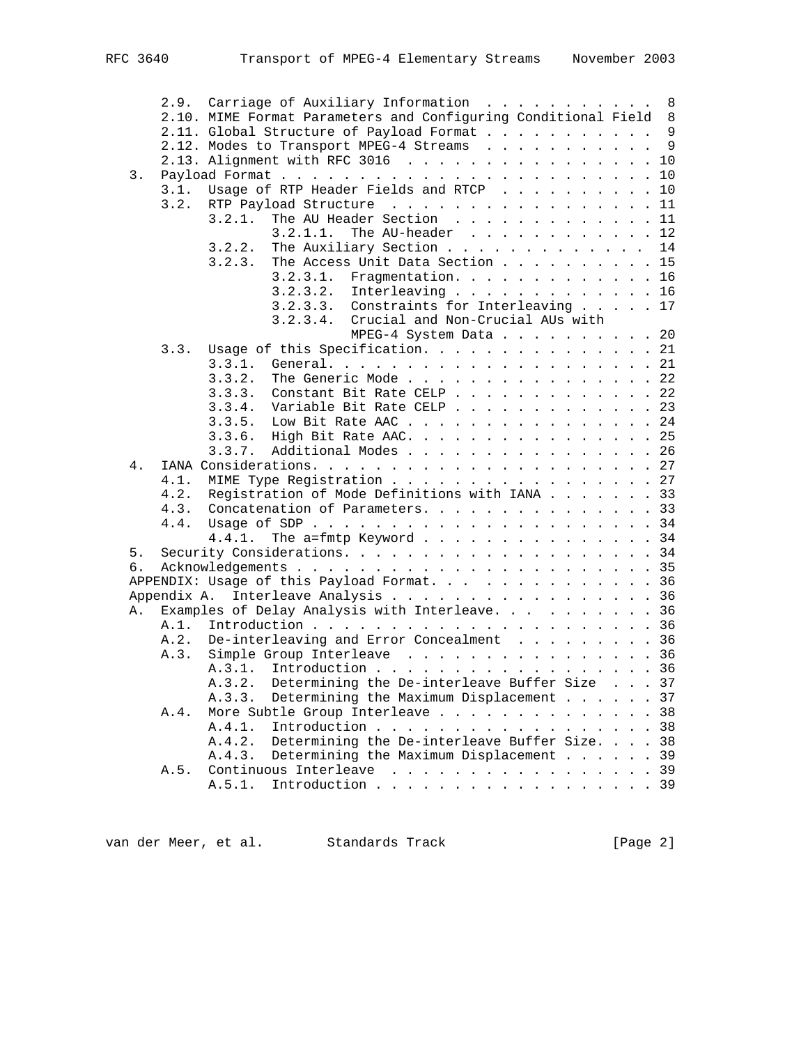```
      2.9.  Carriage of Auxiliary Information . . . . . . . . . . .  8
      2.10. MIME Format Parameters and Configuring Conditional Field  8
      2.11. Global Structure of Payload Format . . . . . . . . . . .  9
      2.12. Modes to Transport MPEG-4 Streams  . . . . . . . . . . .  9
      2.13. Alignment with RFC 3016 . . . . . . . . . . . . . . . . . 10
   3.  Payload Format . . . . . . . . . . . . . . . . . . . . . . . . 10
      3.1.  Usage of RTP Header Fields and RTCP  . . . . . . . . . . 10
      3.2.  RTP Payload Structure  . . . . . . . . . . . . . . . . . 11
            3.2.1.  The AU Header Section  . . . . . . . . . . . . . 11
                    3.2.1.1.  The AU-header  . . . . . . . . . . . . 12
            3.2.2.  The Auxiliary Section . . . . . . . . . . . . .  14
            3.2.3.  The Access Unit Data Section . . . . . . . . . . 15
                    3.2.3.1.  Fragmentation. . . . . . . . . . . . . 16
                    3.2.3.2.  Interleaving . . . . . . . . . . . . . 16
                    3.2.3.3.  Constraints for Interleaving . . . . . 17
                    3.2.3.4.  Crucial and Non-Crucial AUs with
                              MPEG-4 System Data . . . . . . . . . . 20
      3.3.  Usage of this Specification. . . . . . . . . . . . . . . 21
            3.3.1.  General. . . . . . . . . . . . . . . . . . . . . 21
            3.3.2.  The Generic Mode . . . . . . . . . . . . . . . . 22
            3.3.3.  Constant Bit Rate CELP . . . . . . . . . . . . . 22
            3.3.4.  Variable Bit Rate CELP . . . . . . . . . . . . . 23
            3.3.5.  Low Bit Rate AAC . . . . . . . . . . . . . . . . 24
            3.3.6.  High Bit Rate AAC. . . . . . . . . . . . . . . . 25
            3.3.7.  Additional Modes . . . . . . . . . . . . . . . . 26
   4.  IANA Considerations. . . . . . . . . . . . . . . . . . . . . . 27
      4.1.  MIME Type Registration . . . . . . . . . . . . . . . . . 27
      4.2.  Registration of Mode Definitions with IANA . . . . . . . 33
      4.3.  Concatenation of Parameters. . . . . . . . . . . . . . . 33
      4.4.  Usage of SDP . . . . . . . . . . . . . . . . . . . . . . 34
            4.4.1.  The a=fmtp Keyword . . . . . . . . . . . . . . . 34
   5.  Security Considerations. . . . . . . . . . . . . . . . . . . . 34
   6.  Acknowledgements . . . . . . . . . . . . . . . . . . . . . . . 35
   APPENDIX: Usage of this Payload Format. . . . . . . . . . . . . . 36
   Appendix A.  Interleave Analysis . . . . . . . . . . . . . . . . . 36
   A.  Examples of Delay Analysis with Interleave. . . . . . . . . . 36
      A.1.  Introduction . . . . . . . . . . . . . . . . . . . . . . 36
      A.2.  De-interleaving and Error Concealment  . . . . . . . . . 36
      A.3.  Simple Group Interleave  . . . . . . . . . . . . . . . . 36
            A.3.1.  Introduction . . . . . . . . . . . . . . . . . . 36
            A.3.2.  Determining the De-interleave Buffer Size  . . . 37
            A.3.3.  Determining the Maximum Displacement . . . . . . 37
      A.4.  More Subtle Group Interleave . . . . . . . . . . . . . . 38
            A.4.1.  Introduction . . . . . . . . . . . . . . . . . . 38
            A.4.2.  Determining the De-interleave Buffer Size. . . . 38
            A.4.3.  Determining the Maximum Displacement . . . . . . 39
      A.5.  Continuous Interleave  . . . . . . . . . . . . . . . . . 39
            A.5.1.  Introduction . . . . . . . . . . . . . . . . . . 39
```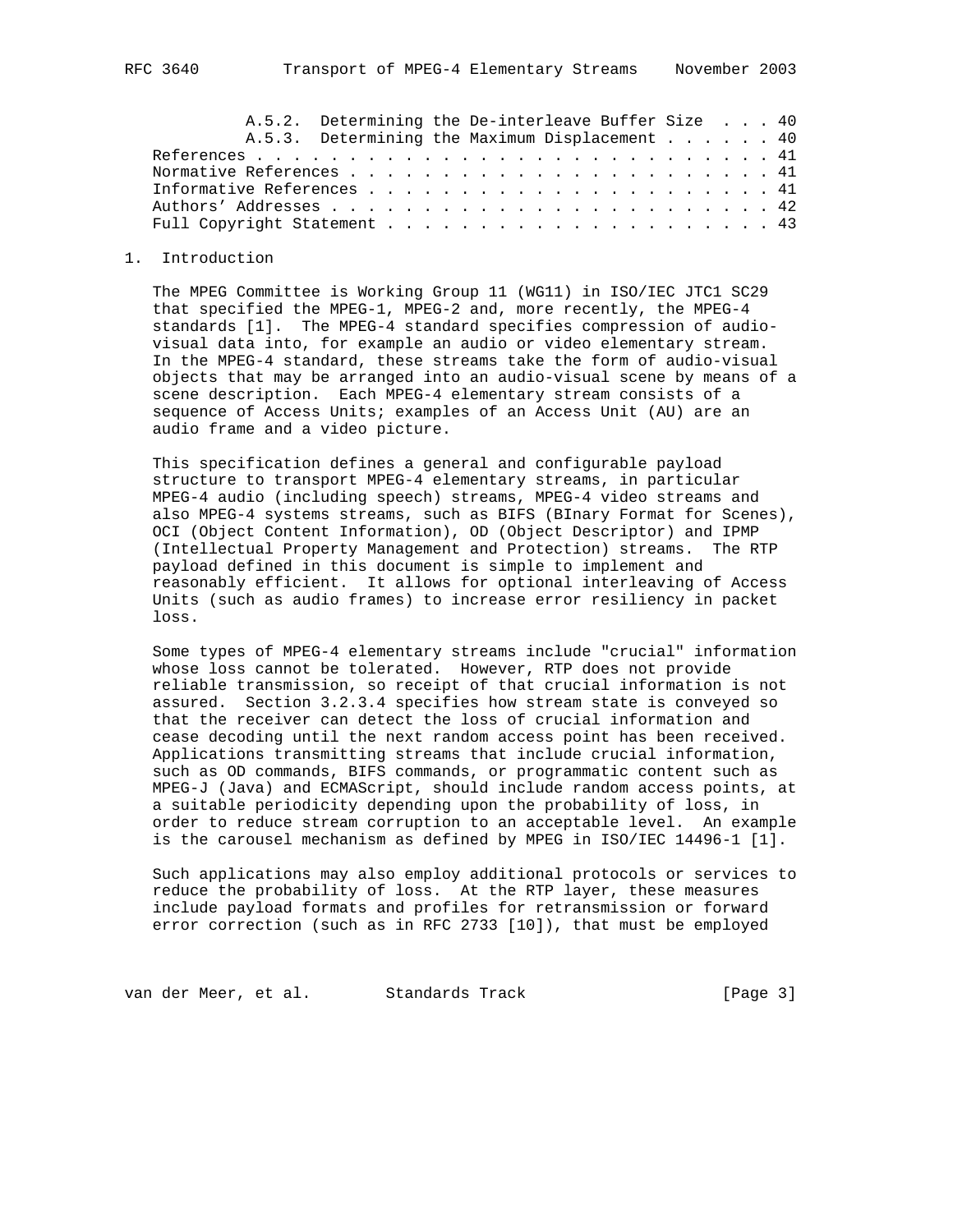A.5.2. Determining the De-interleave Buffer Size . . . 40
A.5.3. Determining the Maximum Displacement . . . . . . 40
References . . . . . . . . . . . . . . . . . . . . . . . . . . . . 41
Normative References . . . . . . . . . . . . . . . . . . . . . . . 41
Informative References . . . . . . . . . . . . . . . . . . . . . . 41
Authors' Addresses . . . . . . . . . . . . . . . . . . . . . . . . 42
Full Copyright Statement . . . . . . . . . . . . . . . . . . . . . 43

# 1. Introduction

The MPEG Committee is Working Group 11 (WG11) in ISO/IEC JTC1 SC29 that specified the MPEG-1, MPEG-2 and, more recently, the MPEG-4 standards [1]. The MPEG-4 standard specifies compression of audio-visual data into, for example an audio or video elementary stream. In the MPEG-4 standard, these streams take the form of audio-visual objects that may be arranged into an audio-visual scene by means of a scene description. Each MPEG-4 elementary stream consists of a sequence of Access Units; examples of an Access Unit (AU) are an audio frame and a video picture.

This specification defines a general and configurable payload structure to transport MPEG-4 elementary streams, in particular MPEG-4 audio (including speech) streams, MPEG-4 video streams and also MPEG-4 systems streams, such as BIFS (BInary Format for Scenes), OCI (Object Content Information), OD (Object Descriptor) and IPMP (Intellectual Property Management and Protection) streams. The RTP payload defined in this document is simple to implement and reasonably efficient. It allows for optional interleaving of Access Units (such as audio frames) to increase error resiliency in packet loss.

Some types of MPEG-4 elementary streams include "crucial" information whose loss cannot be tolerated. However, RTP does not provide reliable transmission, so receipt of that crucial information is not assured. Section 3.2.3.4 specifies how stream state is conveyed so that the receiver can detect the loss of crucial information and cease decoding until the next random access point has been received. Applications transmitting streams that include crucial information, such as OD commands, BIFS commands, or programmatic content such as MPEG-J (Java) and ECMAScript, should include random access points, at a suitable periodicity depending upon the probability of loss, in order to reduce stream corruption to an acceptable level. An example is the carousel mechanism as defined by MPEG in ISO/IEC 14496-1 [1].

Such applications may also employ additional protocols or services to reduce the probability of loss. At the RTP layer, these measures include payload formats and profiles for retransmission or forward error correction (such as in RFC 2733 [10]), that must be employed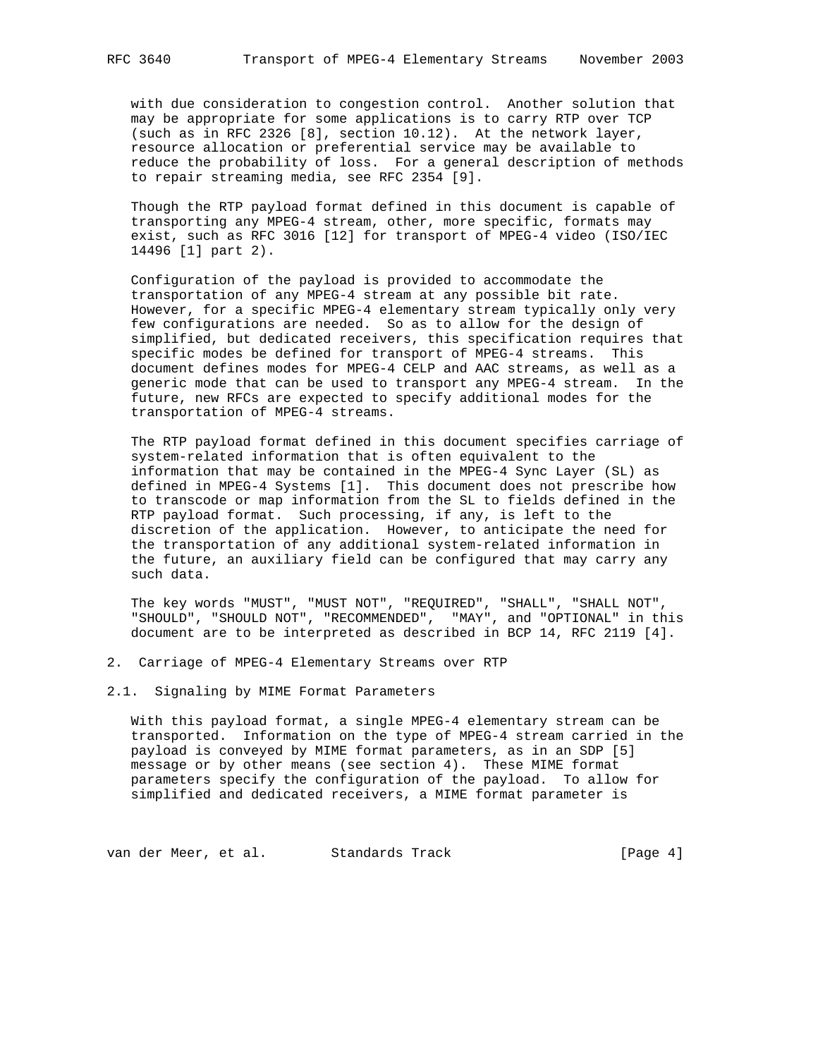with due consideration to congestion control. Another solution that may be appropriate for some applications is to carry RTP over TCP (such as in RFC 2326 [8], section 10.12). At the network layer, resource allocation or preferential service may be available to reduce the probability of loss. For a general description of methods to repair streaming media, see RFC 2354 [9].

Though the RTP payload format defined in this document is capable of transporting any MPEG-4 stream, other, more specific, formats may exist, such as RFC 3016 [12] for transport of MPEG-4 video (ISO/IEC 14496 [1] part 2).

Configuration of the payload is provided to accommodate the transportation of any MPEG-4 stream at any possible bit rate. However, for a specific MPEG-4 elementary stream typically only very few configurations are needed. So as to allow for the design of simplified, but dedicated receivers, this specification requires that specific modes be defined for transport of MPEG-4 streams. This document defines modes for MPEG-4 CELP and AAC streams, as well as a generic mode that can be used to transport any MPEG-4 stream. In the future, new RFCs are expected to specify additional modes for the transportation of MPEG-4 streams.

The RTP payload format defined in this document specifies carriage of system-related information that is often equivalent to the information that may be contained in the MPEG-4 Sync Layer (SL) as defined in MPEG-4 Systems [1]. This document does not prescribe how to transcode or map information from the SL to fields defined in the RTP payload format. Such processing, if any, is left to the discretion of the application. However, to anticipate the need for the transportation of any additional system-related information in the future, an auxiliary field can be configured that may carry any such data.

The key words "MUST", "MUST NOT", "REQUIRED", "SHALL", "SHALL NOT", "SHOULD", "SHOULD NOT", "RECOMMENDED", "MAY", and "OPTIONAL" in this document are to be interpreted as described in BCP 14, RFC 2119 [4].

## 2. Carriage of MPEG-4 Elementary Streams over RTP

### 2.1. Signaling by MIME Format Parameters

With this payload format, a single MPEG-4 elementary stream can be transported. Information on the type of MPEG-4 stream carried in the payload is conveyed by MIME format parameters, as in an SDP [5] message or by other means (see section 4). These MIME format parameters specify the configuration of the payload. To allow for simplified and dedicated receivers, a MIME format parameter is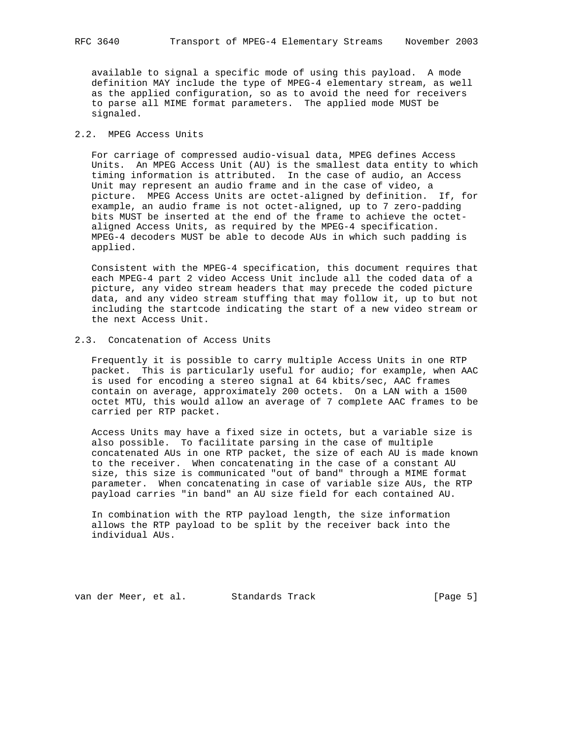available to signal a specific mode of using this payload. A mode definition MAY include the type of MPEG-4 elementary stream, as well as the applied configuration, so as to avoid the need for receivers to parse all MIME format parameters. The applied mode MUST be signaled.

## 2.2. MPEG Access Units

For carriage of compressed audio-visual data, MPEG defines Access Units. An MPEG Access Unit (AU) is the smallest data entity to which timing information is attributed. In the case of audio, an Access Unit may represent an audio frame and in the case of video, a picture. MPEG Access Units are octet-aligned by definition. If, for example, an audio frame is not octet-aligned, up to 7 zero-padding bits MUST be inserted at the end of the frame to achieve the octet-aligned Access Units, as required by the MPEG-4 specification. MPEG-4 decoders MUST be able to decode AUs in which such padding is applied.

Consistent with the MPEG-4 specification, this document requires that each MPEG-4 part 2 video Access Unit include all the coded data of a picture, any video stream headers that may precede the coded picture data, and any video stream stuffing that may follow it, up to but not including the startcode indicating the start of a new video stream or the next Access Unit.

## 2.3. Concatenation of Access Units

Frequently it is possible to carry multiple Access Units in one RTP packet. This is particularly useful for audio; for example, when AAC is used for encoding a stereo signal at 64 kbits/sec, AAC frames contain on average, approximately 200 octets. On a LAN with a 1500 octet MTU, this would allow an average of 7 complete AAC frames to be carried per RTP packet.

Access Units may have a fixed size in octets, but a variable size is also possible. To facilitate parsing in the case of multiple concatenated AUs in one RTP packet, the size of each AU is made known to the receiver. When concatenating in the case of a constant AU size, this size is communicated "out of band" through a MIME format parameter. When concatenating in case of variable size AUs, the RTP payload carries "in band" an AU size field for each contained AU.

In combination with the RTP payload length, the size information allows the RTP payload to be split by the receiver back into the individual AUs.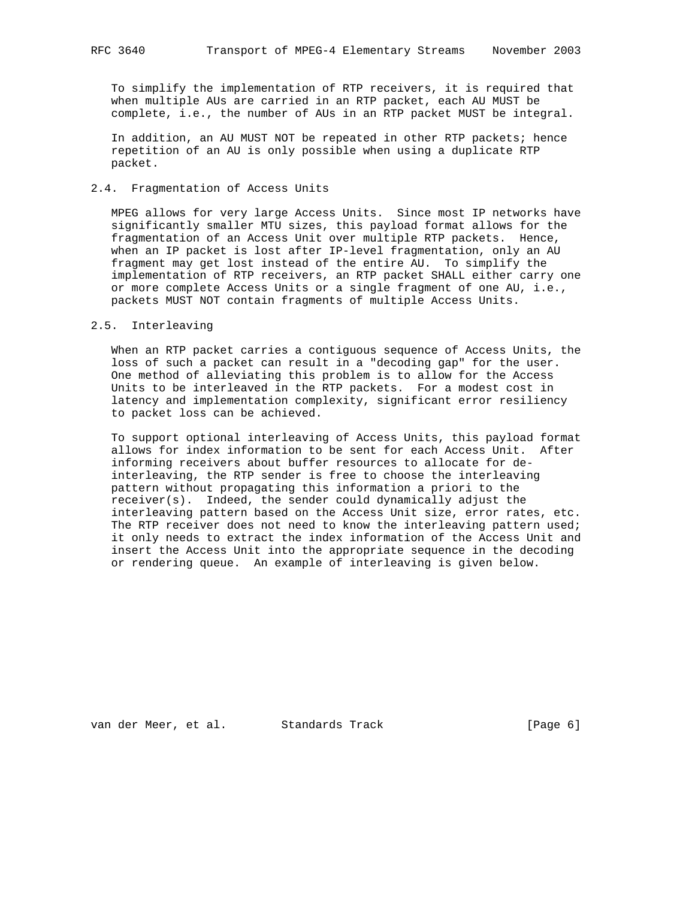To simplify the implementation of RTP receivers, it is required that when multiple AUs are carried in an RTP packet, each AU MUST be complete, i.e., the number of AUs in an RTP packet MUST be integral.

In addition, an AU MUST NOT be repeated in other RTP packets; hence repetition of an AU is only possible when using a duplicate RTP packet.

## 2.4. Fragmentation of Access Units

MPEG allows for very large Access Units. Since most IP networks have significantly smaller MTU sizes, this payload format allows for the fragmentation of an Access Unit over multiple RTP packets. Hence, when an IP packet is lost after IP-level fragmentation, only an AU fragment may get lost instead of the entire AU. To simplify the implementation of RTP receivers, an RTP packet SHALL either carry one or more complete Access Units or a single fragment of one AU, i.e., packets MUST NOT contain fragments of multiple Access Units.

## 2.5. Interleaving

When an RTP packet carries a contiguous sequence of Access Units, the loss of such a packet can result in a "decoding gap" for the user. One method of alleviating this problem is to allow for the Access Units to be interleaved in the RTP packets. For a modest cost in latency and implementation complexity, significant error resiliency to packet loss can be achieved.

To support optional interleaving of Access Units, this payload format allows for index information to be sent for each Access Unit. After informing receivers about buffer resources to allocate for de-interleaving, the RTP sender is free to choose the interleaving pattern without propagating this information a priori to the receiver(s). Indeed, the sender could dynamically adjust the interleaving pattern based on the Access Unit size, error rates, etc. The RTP receiver does not need to know the interleaving pattern used; it only needs to extract the index information of the Access Unit and insert the Access Unit into the appropriate sequence in the decoding or rendering queue. An example of interleaving is given below.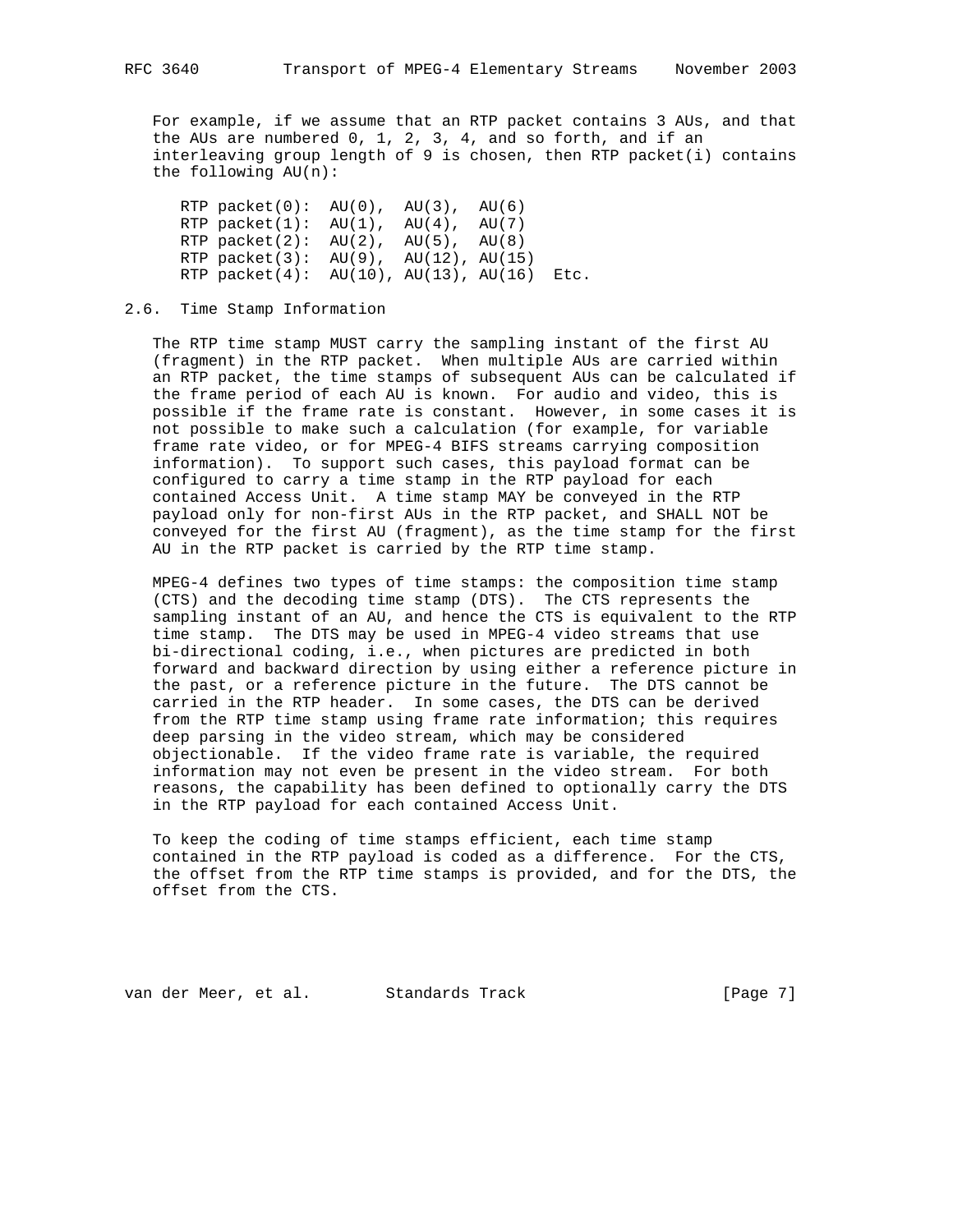For example, if we assume that an RTP packet contains 3 AUs, and that the AUs are numbered 0, 1, 2, 3, 4, and so forth, and if an interleaving group length of 9 is chosen, then RTP packet(i) contains the following AU(n):

```
RTP packet(0):  AU(0),  AU(3),  AU(6)
RTP packet(1):  AU(1),  AU(4),  AU(7)
RTP packet(2):  AU(2),  AU(5),  AU(8)
RTP packet(3):  AU(9),  AU(12), AU(15)
RTP packet(4):  AU(10), AU(13), AU(16)  Etc.
```

## 2.6. Time Stamp Information

The RTP time stamp MUST carry the sampling instant of the first AU (fragment) in the RTP packet. When multiple AUs are carried within an RTP packet, the time stamps of subsequent AUs can be calculated if the frame period of each AU is known. For audio and video, this is possible if the frame rate is constant. However, in some cases it is not possible to make such a calculation (for example, for variable frame rate video, or for MPEG-4 BIFS streams carrying composition information). To support such cases, this payload format can be configured to carry a time stamp in the RTP payload for each contained Access Unit. A time stamp MAY be conveyed in the RTP payload only for non-first AUs in the RTP packet, and SHALL NOT be conveyed for the first AU (fragment), as the time stamp for the first AU in the RTP packet is carried by the RTP time stamp.

MPEG-4 defines two types of time stamps: the composition time stamp (CTS) and the decoding time stamp (DTS). The CTS represents the sampling instant of an AU, and hence the CTS is equivalent to the RTP time stamp. The DTS may be used in MPEG-4 video streams that use bi-directional coding, i.e., when pictures are predicted in both forward and backward direction by using either a reference picture in the past, or a reference picture in the future. The DTS cannot be carried in the RTP header. In some cases, the DTS can be derived from the RTP time stamp using frame rate information; this requires deep parsing in the video stream, which may be considered objectionable. If the video frame rate is variable, the required information may not even be present in the video stream. For both reasons, the capability has been defined to optionally carry the DTS in the RTP payload for each contained Access Unit.

To keep the coding of time stamps efficient, each time stamp contained in the RTP payload is coded as a difference. For the CTS, the offset from the RTP time stamps is provided, and for the DTS, the offset from the CTS.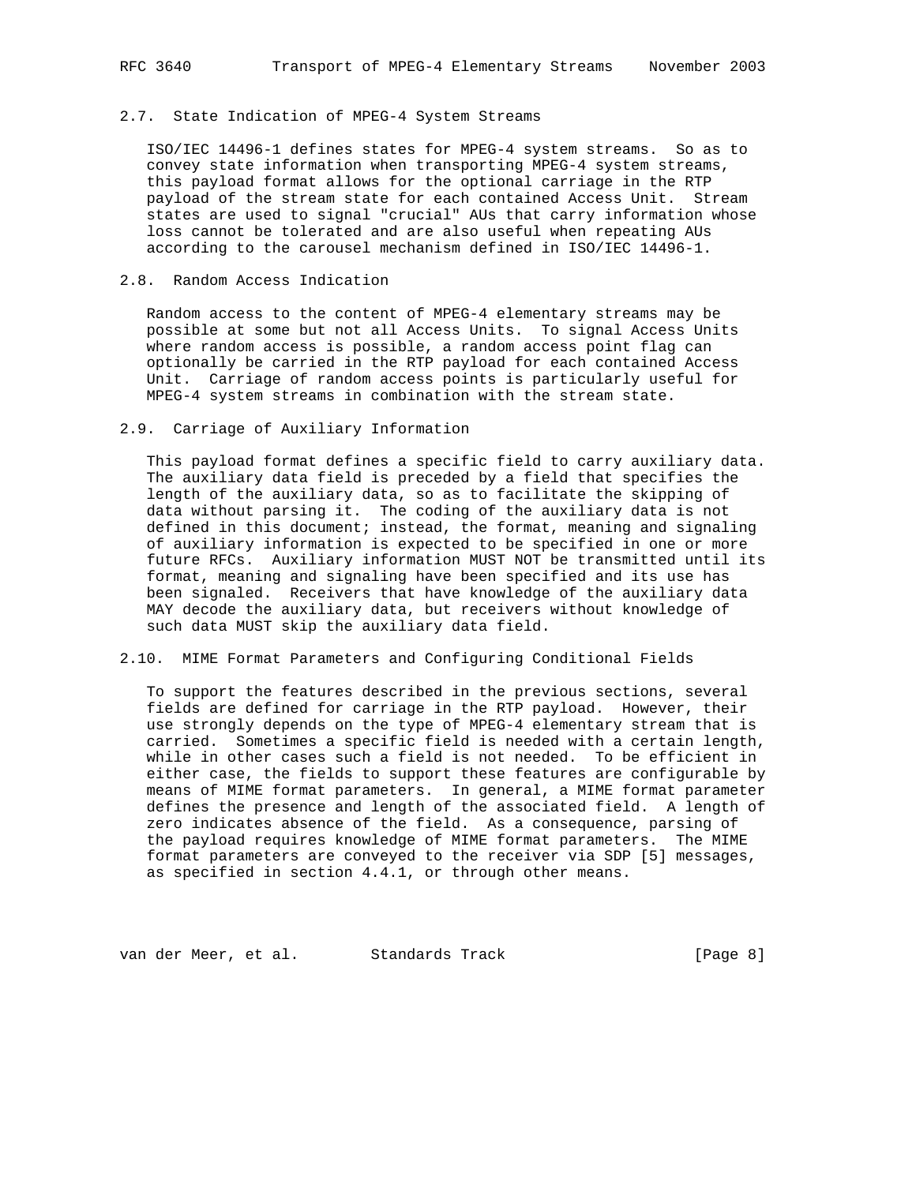## 2.7. State Indication of MPEG-4 System Streams

ISO/IEC 14496-1 defines states for MPEG-4 system streams. So as to convey state information when transporting MPEG-4 system streams, this payload format allows for the optional carriage in the RTP payload of the stream state for each contained Access Unit. Stream states are used to signal "crucial" AUs that carry information whose loss cannot be tolerated and are also useful when repeating AUs according to the carousel mechanism defined in ISO/IEC 14496-1.

## 2.8. Random Access Indication

Random access to the content of MPEG-4 elementary streams may be possible at some but not all Access Units. To signal Access Units where random access is possible, a random access point flag can optionally be carried in the RTP payload for each contained Access Unit. Carriage of random access points is particularly useful for MPEG-4 system streams in combination with the stream state.

## 2.9. Carriage of Auxiliary Information

This payload format defines a specific field to carry auxiliary data. The auxiliary data field is preceded by a field that specifies the length of the auxiliary data, so as to facilitate the skipping of data without parsing it. The coding of the auxiliary data is not defined in this document; instead, the format, meaning and signaling of auxiliary information is expected to be specified in one or more future RFCs. Auxiliary information MUST NOT be transmitted until its format, meaning and signaling have been specified and its use has been signaled. Receivers that have knowledge of the auxiliary data MAY decode the auxiliary data, but receivers without knowledge of such data MUST skip the auxiliary data field.

## 2.10. MIME Format Parameters and Configuring Conditional Fields

To support the features described in the previous sections, several fields are defined for carriage in the RTP payload. However, their use strongly depends on the type of MPEG-4 elementary stream that is carried. Sometimes a specific field is needed with a certain length, while in other cases such a field is not needed. To be efficient in either case, the fields to support these features are configurable by means of MIME format parameters. In general, a MIME format parameter defines the presence and length of the associated field. A length of zero indicates absence of the field. As a consequence, parsing of the payload requires knowledge of MIME format parameters. The MIME format parameters are conveyed to the receiver via SDP [5] messages, as specified in section 4.4.1, or through other means.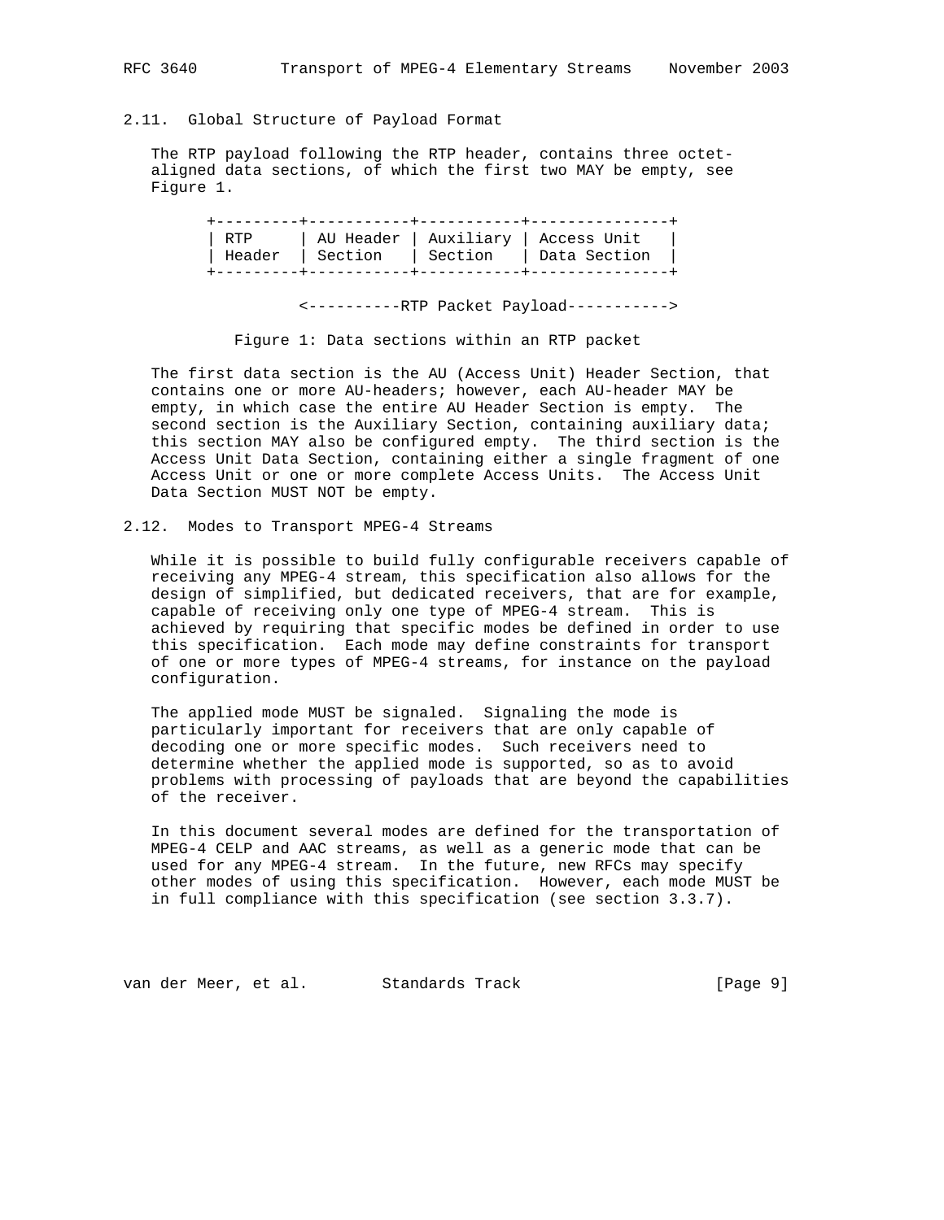## 2.11. Global Structure of Payload Format

The RTP payload following the RTP header, contains three octet-aligned data sections, of which the first two MAY be empty, see Figure 1.

```
+---------+-----------+-----------+---------------+
| RTP     | AU Header | Auxiliary | Access Unit   |
| Header  | Section   | Section   | Data Section  |
+---------+-----------+-----------+---------------+

          <----------RTP Packet Payload----------->
```

Figure 1: Data sections within an RTP packet

The first data section is the AU (Access Unit) Header Section, that contains one or more AU-headers; however, each AU-header MAY be empty, in which case the entire AU Header Section is empty. The second section is the Auxiliary Section, containing auxiliary data; this section MAY also be configured empty. The third section is the Access Unit Data Section, containing either a single fragment of one Access Unit or one or more complete Access Units. The Access Unit Data Section MUST NOT be empty.

## 2.12. Modes to Transport MPEG-4 Streams

While it is possible to build fully configurable receivers capable of receiving any MPEG-4 stream, this specification also allows for the design of simplified, but dedicated receivers, that are for example, capable of receiving only one type of MPEG-4 stream. This is achieved by requiring that specific modes be defined in order to use this specification. Each mode may define constraints for transport of one or more types of MPEG-4 streams, for instance on the payload configuration.

The applied mode MUST be signaled. Signaling the mode is particularly important for receivers that are only capable of decoding one or more specific modes. Such receivers need to determine whether the applied mode is supported, so as to avoid problems with processing of payloads that are beyond the capabilities of the receiver.

In this document several modes are defined for the transportation of MPEG-4 CELP and AAC streams, as well as a generic mode that can be used for any MPEG-4 stream. In the future, new RFCs may specify other modes of using this specification. However, each mode MUST be in full compliance with this specification (see section 3.3.7).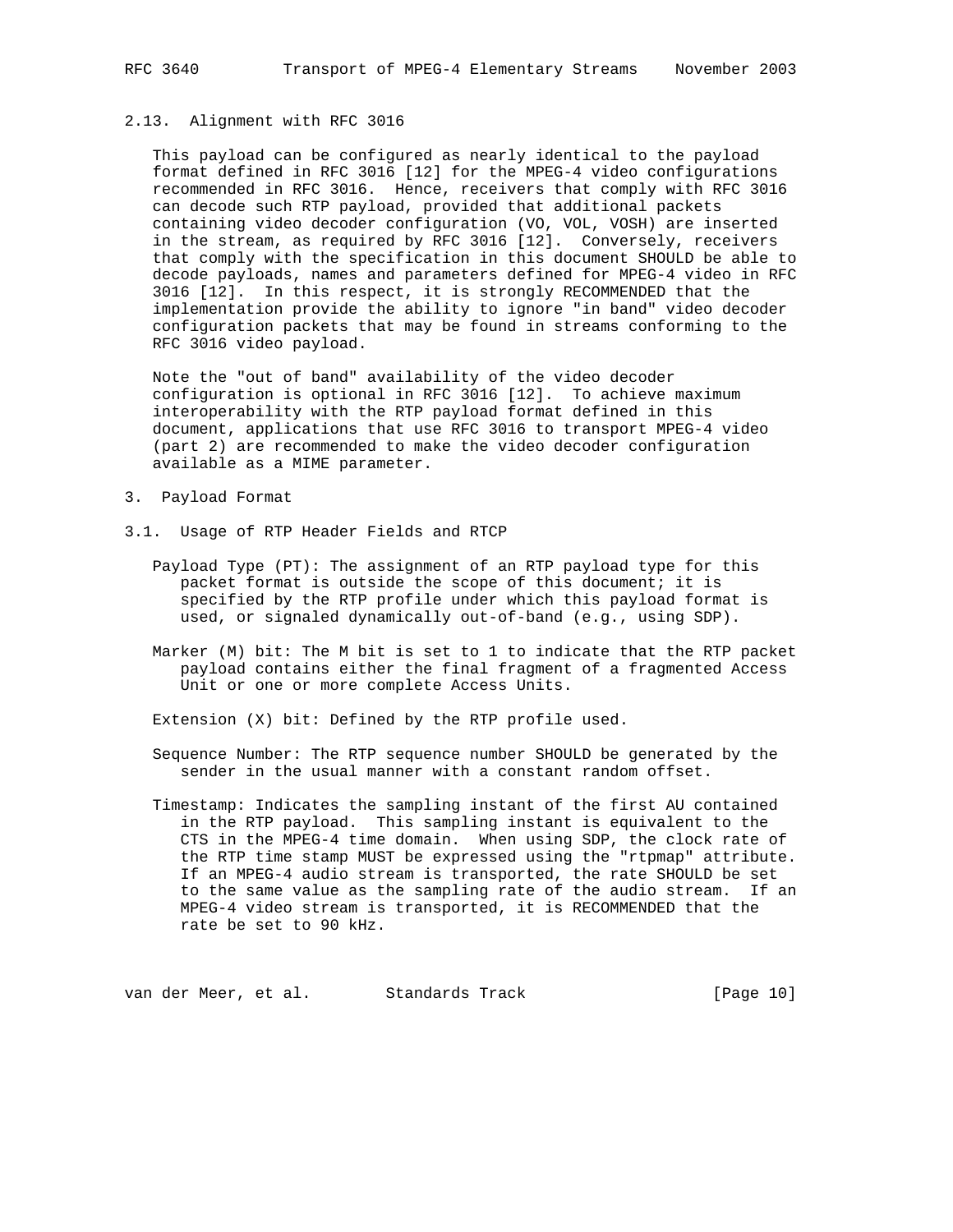### 2.13. Alignment with RFC 3016

This payload can be configured as nearly identical to the payload format defined in RFC 3016 [12] for the MPEG-4 video configurations recommended in RFC 3016. Hence, receivers that comply with RFC 3016 can decode such RTP payload, provided that additional packets containing video decoder configuration (VO, VOL, VOSH) are inserted in the stream, as required by RFC 3016 [12]. Conversely, receivers that comply with the specification in this document SHOULD be able to decode payloads, names and parameters defined for MPEG-4 video in RFC 3016 [12]. In this respect, it is strongly RECOMMENDED that the implementation provide the ability to ignore "in band" video decoder configuration packets that may be found in streams conforming to the RFC 3016 video payload.

Note the "out of band" availability of the video decoder configuration is optional in RFC 3016 [12]. To achieve maximum interoperability with the RTP payload format defined in this document, applications that use RFC 3016 to transport MPEG-4 video (part 2) are recommended to make the video decoder configuration available as a MIME parameter.

## 3. Payload Format

### 3.1. Usage of RTP Header Fields and RTCP

Payload Type (PT): The assignment of an RTP payload type for this packet format is outside the scope of this document; it is specified by the RTP profile under which this payload format is used, or signaled dynamically out-of-band (e.g., using SDP).

Marker (M) bit: The M bit is set to 1 to indicate that the RTP packet payload contains either the final fragment of a fragmented Access Unit or one or more complete Access Units.

Extension (X) bit: Defined by the RTP profile used.

Sequence Number: The RTP sequence number SHOULD be generated by the sender in the usual manner with a constant random offset.

Timestamp: Indicates the sampling instant of the first AU contained in the RTP payload. This sampling instant is equivalent to the CTS in the MPEG-4 time domain. When using SDP, the clock rate of the RTP time stamp MUST be expressed using the "rtpmap" attribute. If an MPEG-4 audio stream is transported, the rate SHOULD be set to the same value as the sampling rate of the audio stream. If an MPEG-4 video stream is transported, it is RECOMMENDED that the rate be set to 90 kHz.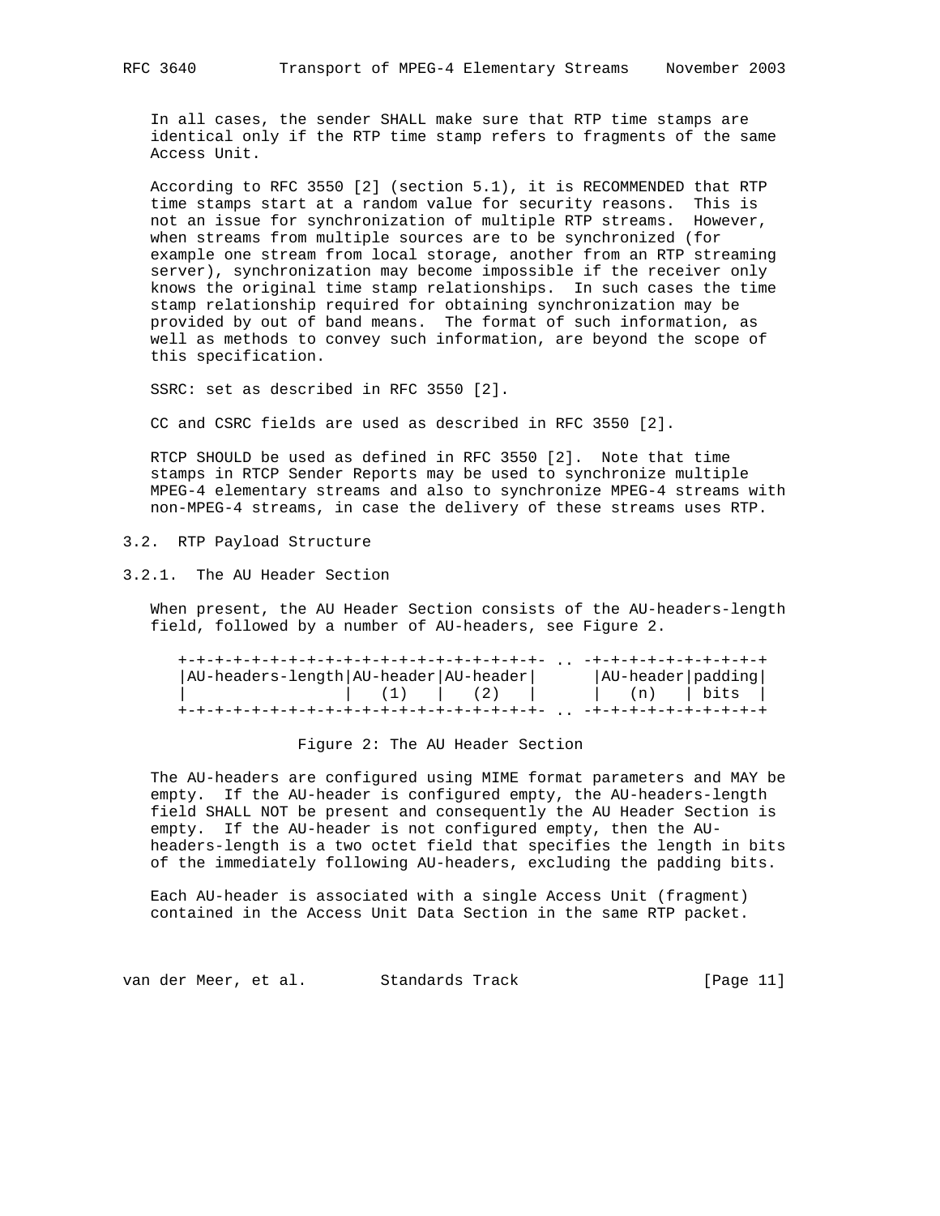In all cases, the sender SHALL make sure that RTP time stamps are identical only if the RTP time stamp refers to fragments of the same Access Unit.

According to RFC 3550 [2] (section 5.1), it is RECOMMENDED that RTP time stamps start at a random value for security reasons. This is not an issue for synchronization of multiple RTP streams. However, when streams from multiple sources are to be synchronized (for example one stream from local storage, another from an RTP streaming server), synchronization may become impossible if the receiver only knows the original time stamp relationships. In such cases the time stamp relationship required for obtaining synchronization may be provided by out of band means. The format of such information, as well as methods to convey such information, are beyond the scope of this specification.

SSRC: set as described in RFC 3550 [2].

CC and CSRC fields are used as described in RFC 3550 [2].

RTCP SHOULD be used as defined in RFC 3550 [2]. Note that time stamps in RTCP Sender Reports may be used to synchronize multiple MPEG-4 elementary streams and also to synchronize MPEG-4 streams with non-MPEG-4 streams, in case the delivery of these streams uses RTP.

## 3.2. RTP Payload Structure

### 3.2.1. The AU Header Section

When present, the AU Header Section consists of the AU-headers-length field, followed by a number of AU-headers, see Figure 2.

```
+-+-+-+-+-+-+-+-+-+-+-+-+-+-+-+-+-+-+-+-+-+-+-+- .. -+-+-+-+-+-+-+-+-+-+
|AU-headers-length|AU-header|AU-header|      |AU-header|padding|
|                 |   (1)   |   (2)   |      |   (n)   | bits  |
+-+-+-+-+-+-+-+-+-+-+-+-+-+-+-+-+-+-+-+-+-+-+-+- .. -+-+-+-+-+-+-+-+-+-+
```

Figure 2: The AU Header Section

The AU-headers are configured using MIME format parameters and MAY be empty. If the AU-header is configured empty, the AU-headers-length field SHALL NOT be present and consequently the AU Header Section is empty. If the AU-header is not configured empty, then the AU-headers-length is a two octet field that specifies the length in bits of the immediately following AU-headers, excluding the padding bits.

Each AU-header is associated with a single Access Unit (fragment) contained in the Access Unit Data Section in the same RTP packet.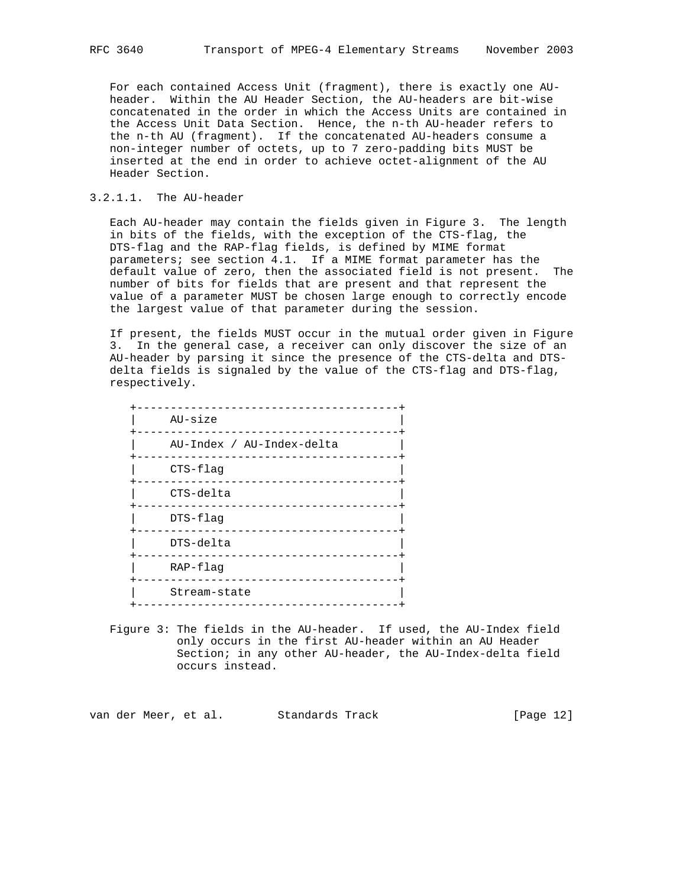For each contained Access Unit (fragment), there is exactly one AU-header. Within the AU Header Section, the AU-headers are bit-wise concatenated in the order in which the Access Units are contained in the Access Unit Data Section. Hence, the n-th AU-header refers to the n-th AU (fragment). If the concatenated AU-headers consume a non-integer number of octets, up to 7 zero-padding bits MUST be inserted at the end in order to achieve octet-alignment of the AU Header Section.

### 3.2.1.1. The AU-header

Each AU-header may contain the fields given in Figure 3. The length in bits of the fields, with the exception of the CTS-flag, the DTS-flag and the RAP-flag fields, is defined by MIME format parameters; see section 4.1. If a MIME format parameter has the default value of zero, then the associated field is not present. The number of bits for fields that are present and that represent the value of a parameter MUST be chosen large enough to correctly encode the largest value of that parameter during the session.

If present, the fields MUST occur in the mutual order given in Figure 3. In the general case, a receiver can only discover the size of an AU-header by parsing it since the presence of the CTS-delta and DTS-delta fields is signaled by the value of the CTS-flag and DTS-flag, respectively.

```
+---------------------------------------+
|     AU-size                           |
+---------------------------------------+
|     AU-Index / AU-Index-delta         |
+---------------------------------------+
|     CTS-flag                          |
+---------------------------------------+
|     CTS-delta                         |
+---------------------------------------+
|     DTS-flag                          |
+---------------------------------------+
|     DTS-delta                         |
+---------------------------------------+
|     RAP-flag                          |
+---------------------------------------+
|     Stream-state                      |
+---------------------------------------+
```

Figure 3: The fields in the AU-header. If used, the AU-Index field only occurs in the first AU-header within an AU Header Section; in any other AU-header, the AU-Index-delta field occurs instead.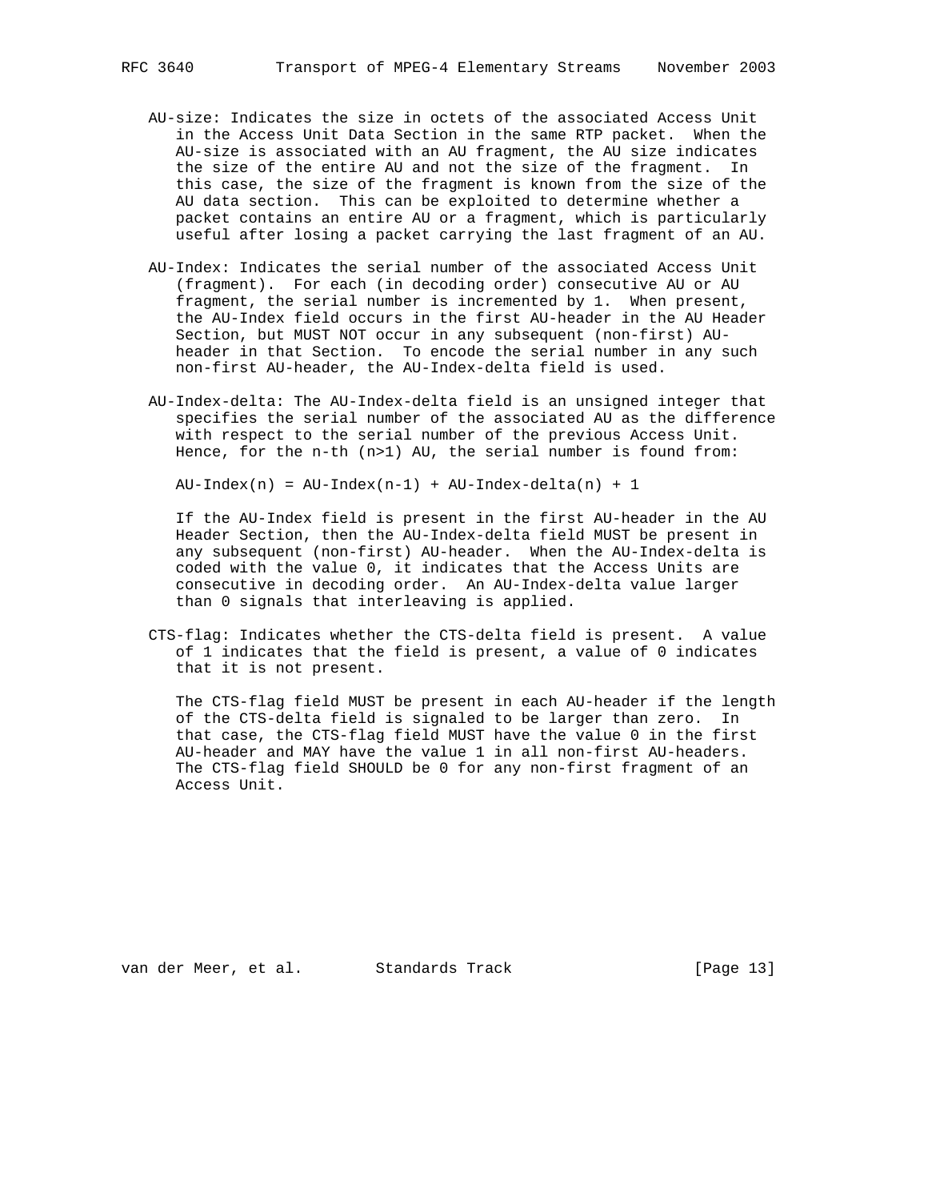AU-size: Indicates the size in octets of the associated Access Unit in the Access Unit Data Section in the same RTP packet. When the AU-size is associated with an AU fragment, the AU size indicates the size of the entire AU and not the size of the fragment. In this case, the size of the fragment is known from the size of the AU data section. This can be exploited to determine whether a packet contains an entire AU or a fragment, which is particularly useful after losing a packet carrying the last fragment of an AU.

AU-Index: Indicates the serial number of the associated Access Unit (fragment). For each (in decoding order) consecutive AU or AU fragment, the serial number is incremented by 1. When present, the AU-Index field occurs in the first AU-header in the AU Header Section, but MUST NOT occur in any subsequent (non-first) AU-header in that Section. To encode the serial number in any such non-first AU-header, the AU-Index-delta field is used.

AU-Index-delta: The AU-Index-delta field is an unsigned integer that specifies the serial number of the associated AU as the difference with respect to the serial number of the previous Access Unit. Hence, for the n-th (n>1) AU, the serial number is found from:

```
AU-Index(n) = AU-Index(n-1) + AU-Index-delta(n) + 1
```

If the AU-Index field is present in the first AU-header in the AU Header Section, then the AU-Index-delta field MUST be present in any subsequent (non-first) AU-header. When the AU-Index-delta is coded with the value 0, it indicates that the Access Units are consecutive in decoding order. An AU-Index-delta value larger than 0 signals that interleaving is applied.

CTS-flag: Indicates whether the CTS-delta field is present. A value of 1 indicates that the field is present, a value of 0 indicates that it is not present.

The CTS-flag field MUST be present in each AU-header if the length of the CTS-delta field is signaled to be larger than zero. In that case, the CTS-flag field MUST have the value 0 in the first AU-header and MAY have the value 1 in all non-first AU-headers. The CTS-flag field SHOULD be 0 for any non-first fragment of an Access Unit.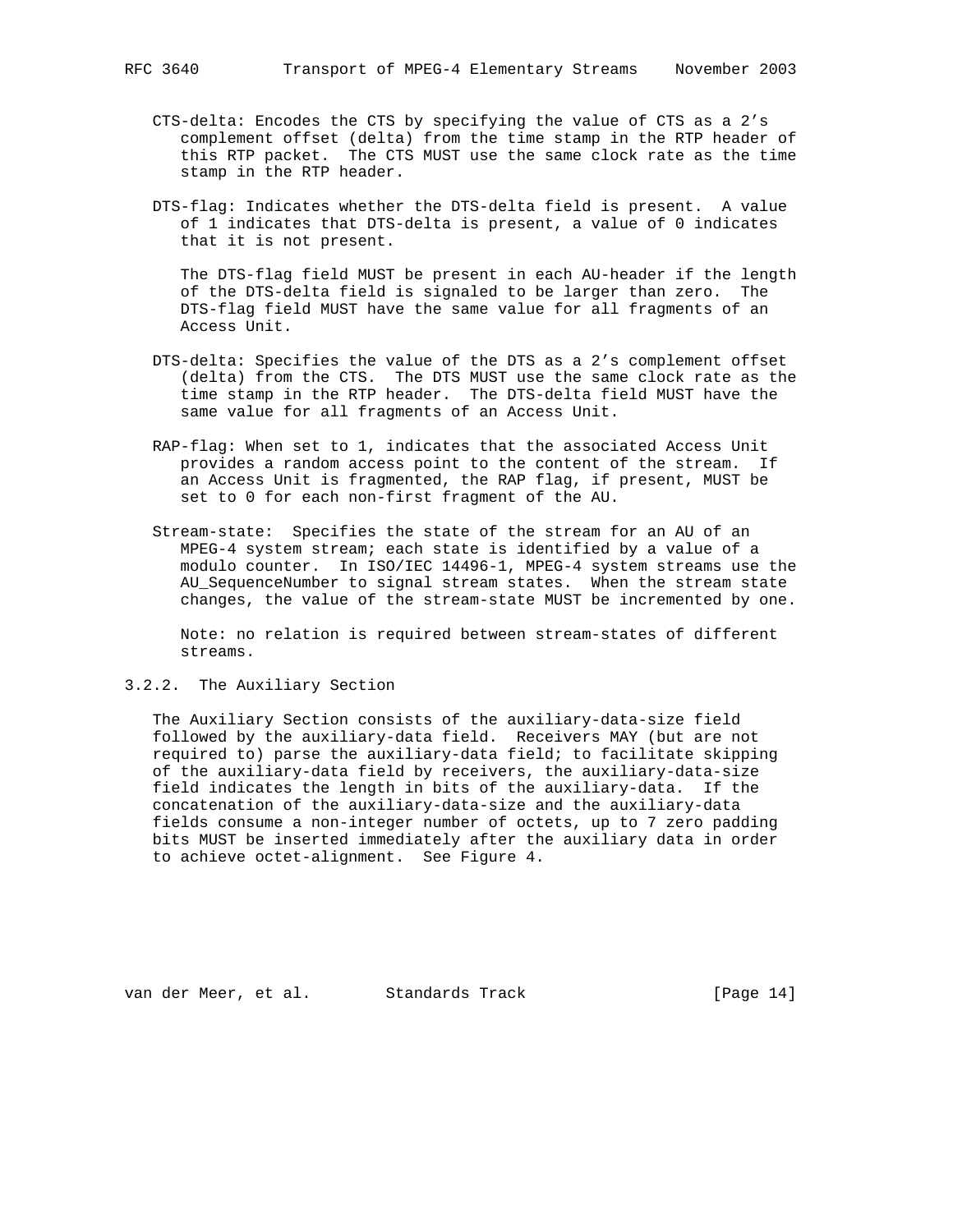CTS-delta: Encodes the CTS by specifying the value of CTS as a 2's complement offset (delta) from the time stamp in the RTP header of this RTP packet. The CTS MUST use the same clock rate as the time stamp in the RTP header.

DTS-flag: Indicates whether the DTS-delta field is present. A value of 1 indicates that DTS-delta is present, a value of 0 indicates that it is not present.

The DTS-flag field MUST be present in each AU-header if the length of the DTS-delta field is signaled to be larger than zero. The DTS-flag field MUST have the same value for all fragments of an Access Unit.

DTS-delta: Specifies the value of the DTS as a 2's complement offset (delta) from the CTS. The DTS MUST use the same clock rate as the time stamp in the RTP header. The DTS-delta field MUST have the same value for all fragments of an Access Unit.

RAP-flag: When set to 1, indicates that the associated Access Unit provides a random access point to the content of the stream. If an Access Unit is fragmented, the RAP flag, if present, MUST be set to 0 for each non-first fragment of the AU.

Stream-state: Specifies the state of the stream for an AU of an MPEG-4 system stream; each state is identified by a value of a modulo counter. In ISO/IEC 14496-1, MPEG-4 system streams use the AU_SequenceNumber to signal stream states. When the stream state changes, the value of the stream-state MUST be incremented by one.

Note: no relation is required between stream-states of different streams.

### 3.2.2. The Auxiliary Section

The Auxiliary Section consists of the auxiliary-data-size field followed by the auxiliary-data field. Receivers MAY (but are not required to) parse the auxiliary-data field; to facilitate skipping of the auxiliary-data field by receivers, the auxiliary-data-size field indicates the length in bits of the auxiliary-data. If the concatenation of the auxiliary-data-size and the auxiliary-data fields consume a non-integer number of octets, up to 7 zero padding bits MUST be inserted immediately after the auxiliary data in order to achieve octet-alignment. See Figure 4.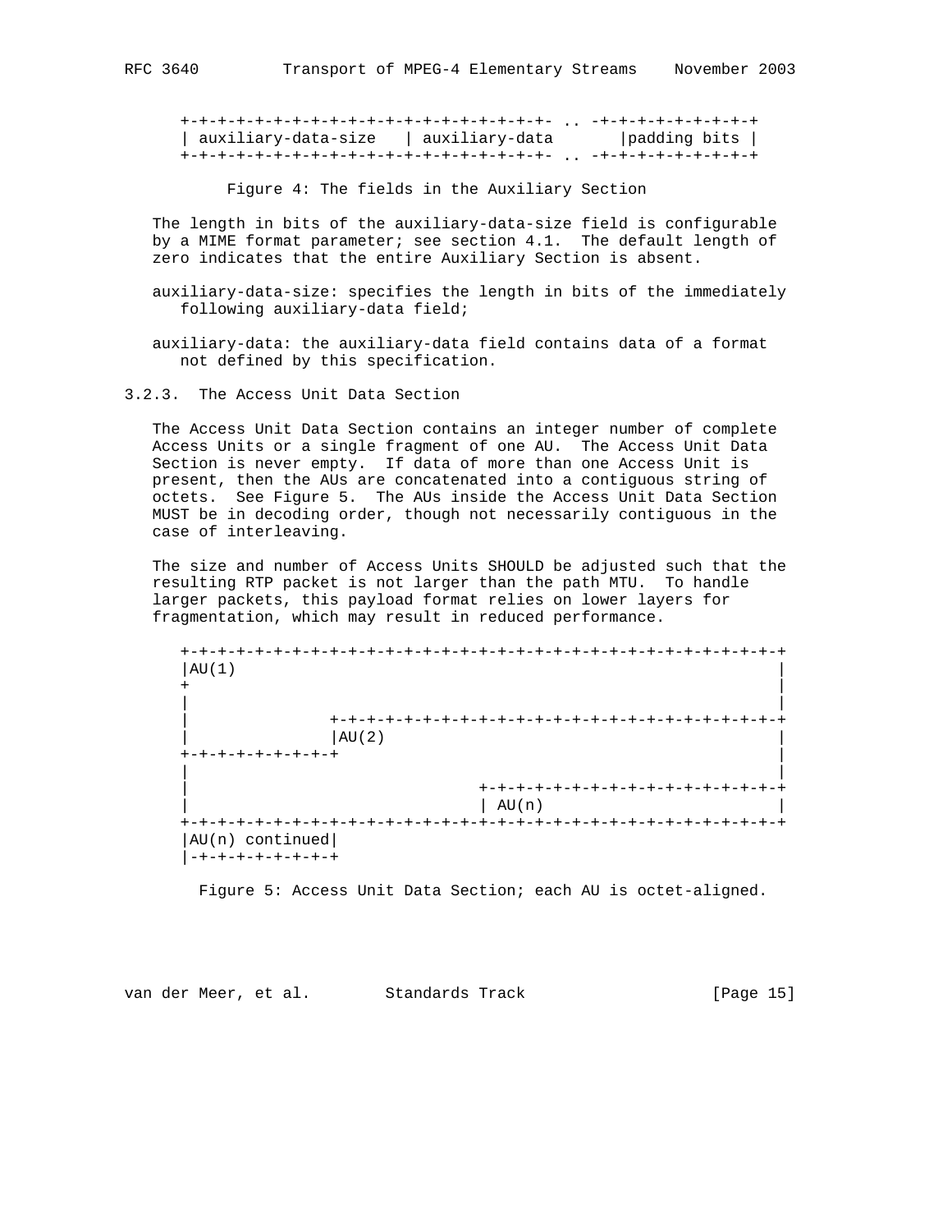```
+-+-+-+-+-+-+-+-+-+-+-+-+-+-+-+-+-+-+-+- .. -+-+-+-+-+-+-+-+-+
| auxiliary-data-size   | auxiliary-data       |padding bits |
+-+-+-+-+-+-+-+-+-+-+-+-+-+-+-+-+-+-+-+- .. -+-+-+-+-+-+-+-+-+
```

Figure 4: The fields in the Auxiliary Section

The length in bits of the auxiliary-data-size field is configurable by a MIME format parameter; see section 4.1. The default length of zero indicates that the entire Auxiliary Section is absent.

auxiliary-data-size: specifies the length in bits of the immediately following auxiliary-data field;

auxiliary-data: the auxiliary-data field contains data of a format not defined by this specification.

### 3.2.3. The Access Unit Data Section

The Access Unit Data Section contains an integer number of complete Access Units or a single fragment of one AU. The Access Unit Data Section is never empty. If data of more than one Access Unit is present, then the AUs are concatenated into a contiguous string of octets. See Figure 5. The AUs inside the Access Unit Data Section MUST be in decoding order, though not necessarily contiguous in the case of interleaving.

The size and number of Access Units SHOULD be adjusted such that the resulting RTP packet is not larger than the path MTU. To handle larger packets, this payload format relies on lower layers for fragmentation, which may result in reduced performance.

```
+-+-+-+-+-+-+-+-+-+-+-+-+-+-+-+-+-+-+-+-+-+-+-+-+-+-+-+-+-+-+-+-+
|AU(1)                                                          |
+                                                               |
|                                                               |
|               +-+-+-+-+-+-+-+-+-+-+-+-+-+-+-+-+-+-+-+-+-+-+-+-+
|               |AU(2)                                          |
+-+-+-+-+-+-+-+-+                                               |
|                                                               |
|                               +-+-+-+-+-+-+-+-+-+-+-+-+-+-+-+-+
|                               | AU(n)                         |
+-+-+-+-+-+-+-+-+-+-+-+-+-+-+-+-+-+-+-+-+-+-+-+-+-+-+-+-+-+-+-+-+
|AU(n) continued|
|-+-+-+-+-+-+-+-+
```

Figure 5: Access Unit Data Section; each AU is octet-aligned.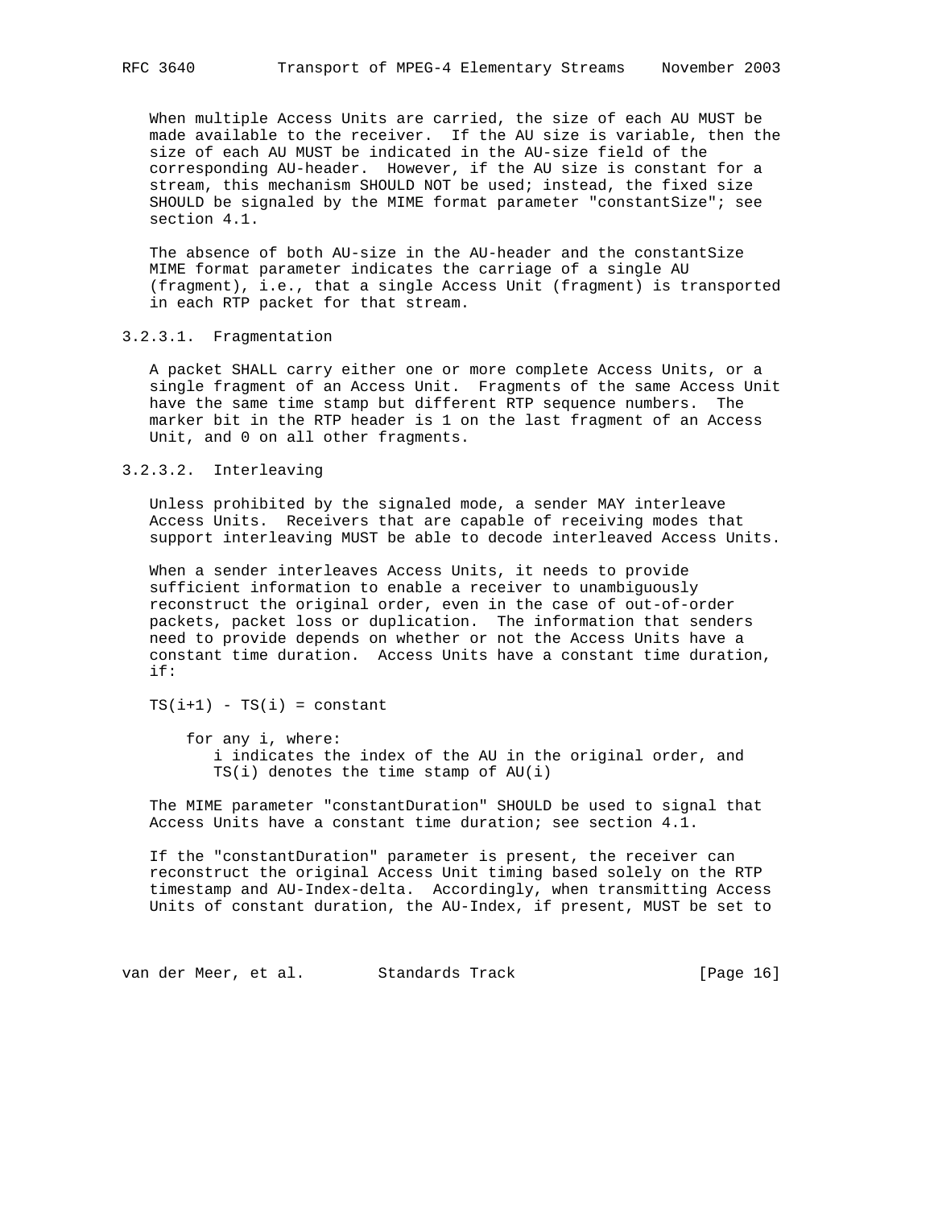When multiple Access Units are carried, the size of each AU MUST be made available to the receiver. If the AU size is variable, then the size of each AU MUST be indicated in the AU-size field of the corresponding AU-header. However, if the AU size is constant for a stream, this mechanism SHOULD NOT be used; instead, the fixed size SHOULD be signaled by the MIME format parameter "constantSize"; see section 4.1.

The absence of both AU-size in the AU-header and the constantSize MIME format parameter indicates the carriage of a single AU (fragment), i.e., that a single Access Unit (fragment) is transported in each RTP packet for that stream.

#### 3.2.3.1. Fragmentation

A packet SHALL carry either one or more complete Access Units, or a single fragment of an Access Unit. Fragments of the same Access Unit have the same time stamp but different RTP sequence numbers. The marker bit in the RTP header is 1 on the last fragment of an Access Unit, and 0 on all other fragments.

#### 3.2.3.2. Interleaving

Unless prohibited by the signaled mode, a sender MAY interleave Access Units. Receivers that are capable of receiving modes that support interleaving MUST be able to decode interleaved Access Units.

When a sender interleaves Access Units, it needs to provide sufficient information to enable a receiver to unambiguously reconstruct the original order, even in the case of out-of-order packets, packet loss or duplication. The information that senders need to provide depends on whether or not the Access Units have a constant time duration. Access Units have a constant time duration, if:

$$TS(i+1) - TS(i) = constant$$

for any i, where:
- i indicates the index of the AU in the original order, and
- TS(i) denotes the time stamp of AU(i)

The MIME parameter "constantDuration" SHOULD be used to signal that Access Units have a constant time duration; see section 4.1.

If the "constantDuration" parameter is present, the receiver can reconstruct the original Access Unit timing based solely on the RTP timestamp and AU-Index-delta. Accordingly, when transmitting Access Units of constant duration, the AU-Index, if present, MUST be set to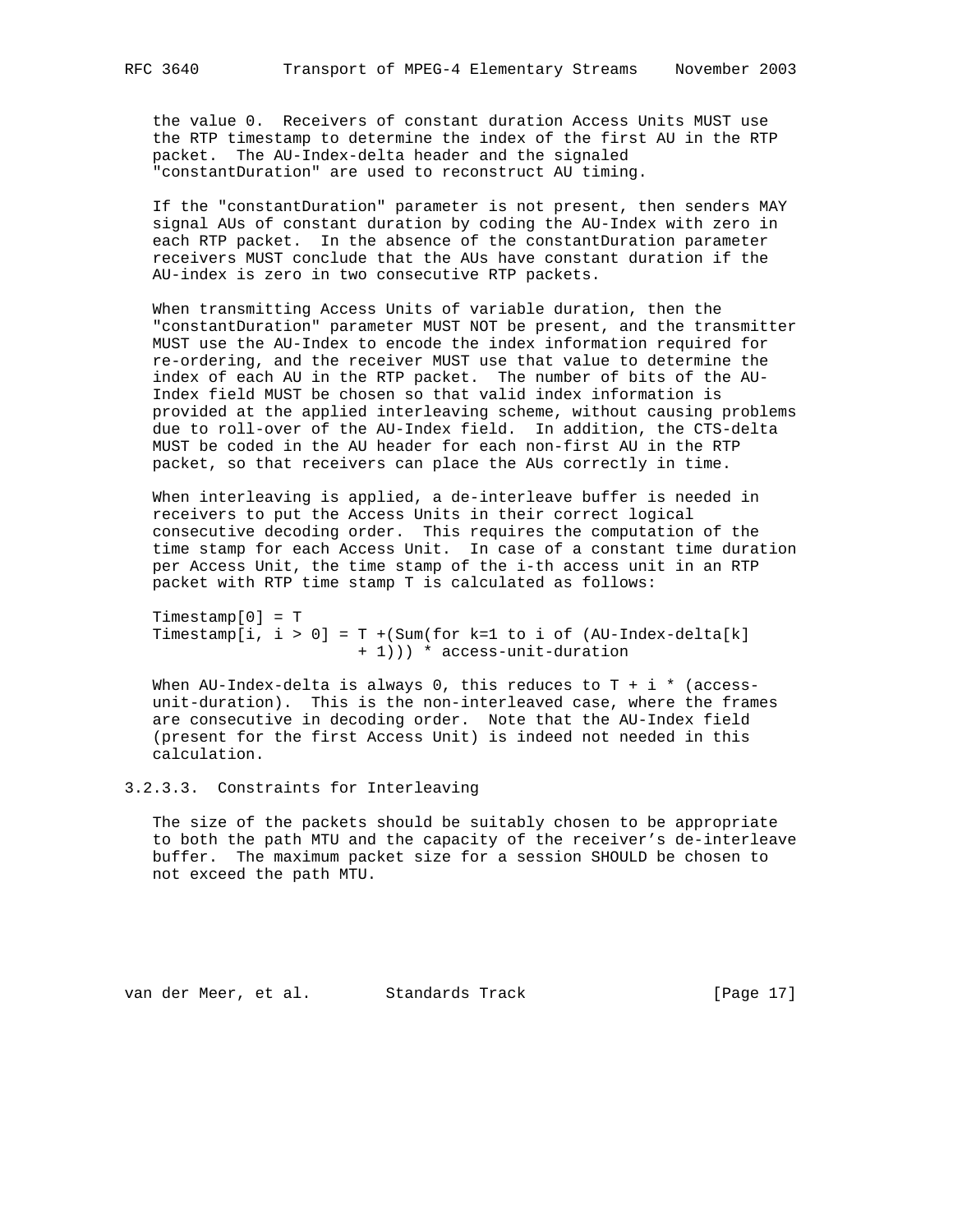the value 0. Receivers of constant duration Access Units MUST use the RTP timestamp to determine the index of the first AU in the RTP packet. The AU-Index-delta header and the signaled "constantDuration" are used to reconstruct AU timing.

If the "constantDuration" parameter is not present, then senders MAY signal AUs of constant duration by coding the AU-Index with zero in each RTP packet. In the absence of the constantDuration parameter receivers MUST conclude that the AUs have constant duration if the AU-index is zero in two consecutive RTP packets.

When transmitting Access Units of variable duration, then the "constantDuration" parameter MUST NOT be present, and the transmitter MUST use the AU-Index to encode the index information required for re-ordering, and the receiver MUST use that value to determine the index of each AU in the RTP packet. The number of bits of the AU-Index field MUST be chosen so that valid index information is provided at the applied interleaving scheme, without causing problems due to roll-over of the AU-Index field. In addition, the CTS-delta MUST be coded in the AU header for each non-first AU in the RTP packet, so that receivers can place the AUs correctly in time.

When interleaving is applied, a de-interleave buffer is needed in receivers to put the Access Units in their correct logical consecutive decoding order. This requires the computation of the time stamp for each Access Unit. In case of a constant time duration per Access Unit, the time stamp of the i-th access unit in an RTP packet with RTP time stamp T is calculated as follows:

```
Timestamp[0] = T
Timestamp[i, i > 0] = T +(Sum(for k=1 to i of (AU-Index-delta[k]
                      + 1))) * access-unit-duration
```

When AU-Index-delta is always 0, this reduces to T + i * (access-unit-duration). This is the non-interleaved case, where the frames are consecutive in decoding order. Note that the AU-Index field (present for the first Access Unit) is indeed not needed in this calculation.

### 3.2.3.3. Constraints for Interleaving

The size of the packets should be suitably chosen to be appropriate to both the path MTU and the capacity of the receiver's de-interleave buffer. The maximum packet size for a session SHOULD be chosen to not exceed the path MTU.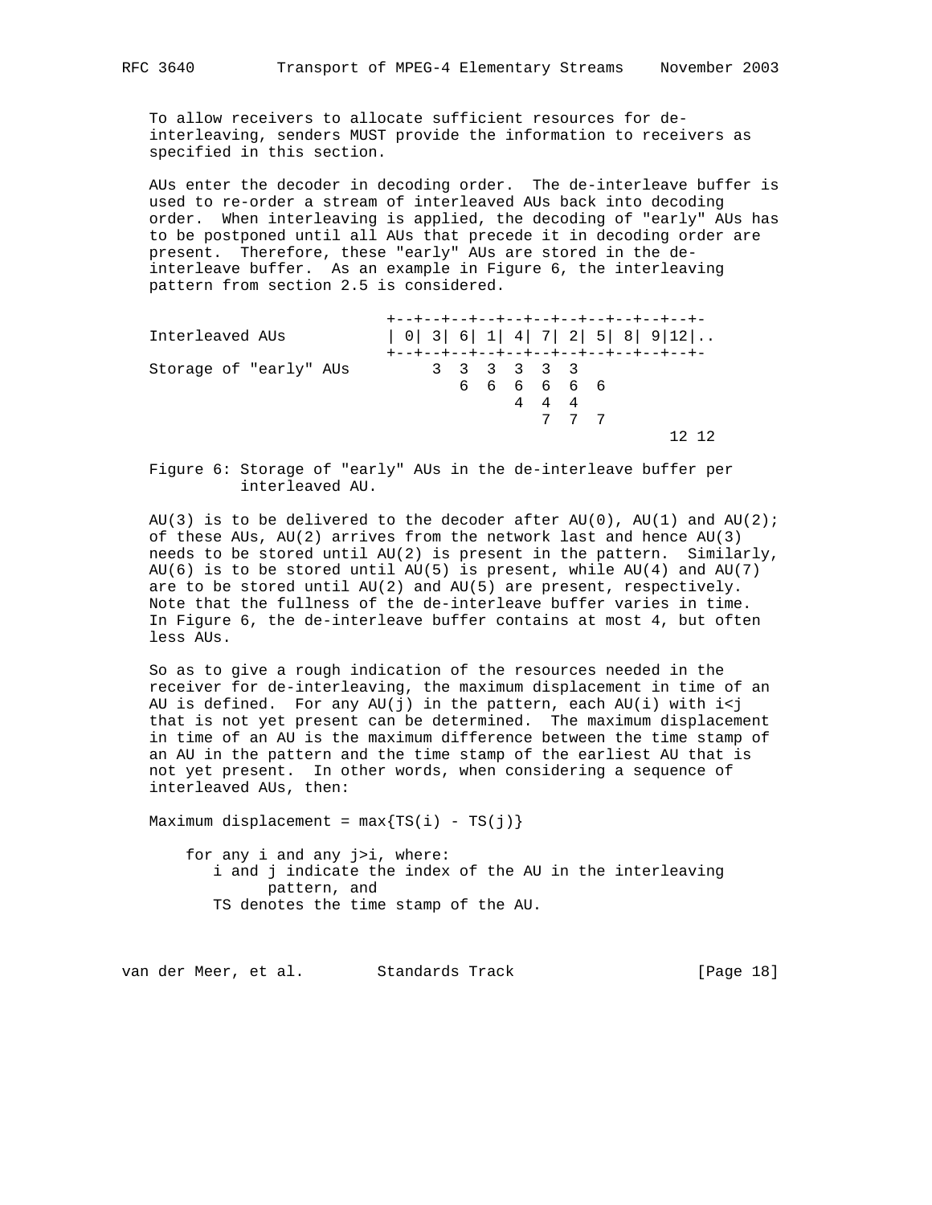To allow receivers to allocate sufficient resources for de-interleaving, senders MUST provide the information to receivers as specified in this section.

AUs enter the decoder in decoding order. The de-interleave buffer is used to re-order a stream of interleaved AUs back into decoding order. When interleaving is applied, the decoding of "early" AUs has to be postponed until all AUs that precede it in decoding order are present. Therefore, these "early" AUs are stored in the de-interleave buffer. As an example in Figure 6, the interleaving pattern from section 2.5 is considered.

```
                            +--+--+--+--+--+--+--+--+--+--+--+-
   Interleaved AUs          | 0| 3| 6| 1| 4| 7| 2| 5| 8| 9|12|..
                            +--+--+--+--+--+--+--+--+--+--+--+-
   Storage of "early" AUs       3  3  3  3  3  3
                                   6  6  6  6  6  6
                                         4  4  4
                                            7  7  7
                                                          12 12
```

Figure 6: Storage of "early" AUs in the de-interleave buffer per interleaved AU.

AU(3) is to be delivered to the decoder after AU(0), AU(1) and AU(2); of these AUs, AU(2) arrives from the network last and hence AU(3) needs to be stored until AU(2) is present in the pattern. Similarly, AU(6) is to be stored until AU(5) is present, while AU(4) and AU(7) are to be stored until AU(2) and AU(5) are present, respectively. Note that the fullness of the de-interleave buffer varies in time. In Figure 6, the de-interleave buffer contains at most 4, but often less AUs.

So as to give a rough indication of the resources needed in the receiver for de-interleaving, the maximum displacement in time of an AU is defined. For any AU(j) in the pattern, each AU(i) with i<j that is not yet present can be determined. The maximum displacement in time of an AU is the maximum difference between the time stamp of an AU in the pattern and the time stamp of the earliest AU that is not yet present. In other words, when considering a sequence of interleaved AUs, then:

```
   Maximum displacement = max{TS(i) - TS(j)}

       for any i and any j>i, where:
          i and j indicate the index of the AU in the interleaving
                pattern, and
          TS denotes the time stamp of the AU.
```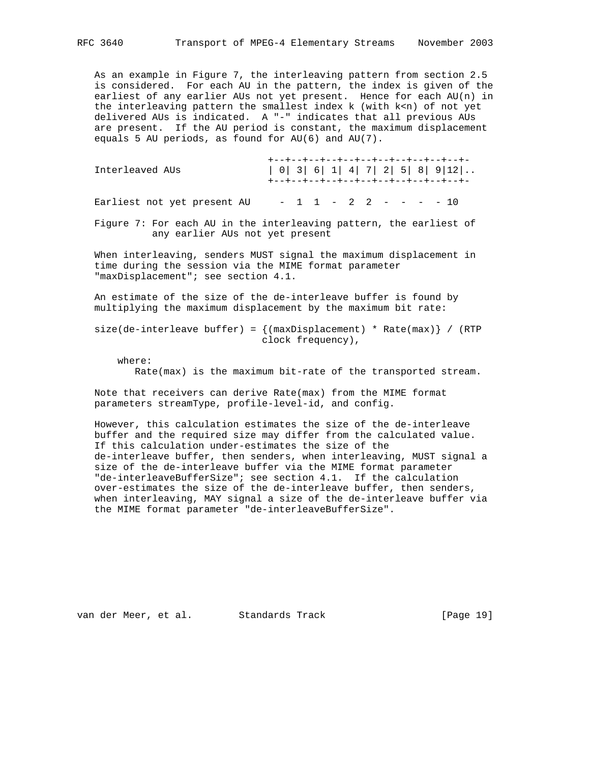As an example in Figure 7, the interleaving pattern from section 2.5 is considered. For each AU in the pattern, the index is given of the earliest of any earlier AUs not yet present. Hence for each AU(n) in the interleaving pattern the smallest index k (with k<n) of not yet delivered AUs is indicated. A "-" indicates that all previous AUs are present. If the AU period is constant, the maximum displacement equals 5 AU periods, as found for AU(6) and AU(7).

```
                              +--+--+--+--+--+--+--+--+--+--+--+-
Interleaved AUs               | 0| 3| 6| 1| 4| 7| 2| 5| 8| 9|12|..
                              +--+--+--+--+--+--+--+--+--+--+--+-

Earliest not yet present AU     -  1  1  -  2  2  -  -  -  - 10
```

Figure 7: For each AU in the interleaving pattern, the earliest of any earlier AUs not yet present

When interleaving, senders MUST signal the maximum displacement in time during the session via the MIME format parameter "maxDisplacement"; see section 4.1.

An estimate of the size of the de-interleave buffer is found by multiplying the maximum displacement by the maximum bit rate:

```
size(de-interleave buffer) = {(maxDisplacement) * Rate(max)} / (RTP
                             clock frequency),
```

where:
Rate(max) is the maximum bit-rate of the transported stream.

Note that receivers can derive Rate(max) from the MIME format parameters streamType, profile-level-id, and config.

However, this calculation estimates the size of the de-interleave buffer and the required size may differ from the calculated value. If this calculation under-estimates the size of the de-interleave buffer, then senders, when interleaving, MUST signal a size of the de-interleave buffer via the MIME format parameter "de-interleaveBufferSize"; see section 4.1. If the calculation over-estimates the size of the de-interleave buffer, then senders, when interleaving, MAY signal a size of the de-interleave buffer via the MIME format parameter "de-interleaveBufferSize".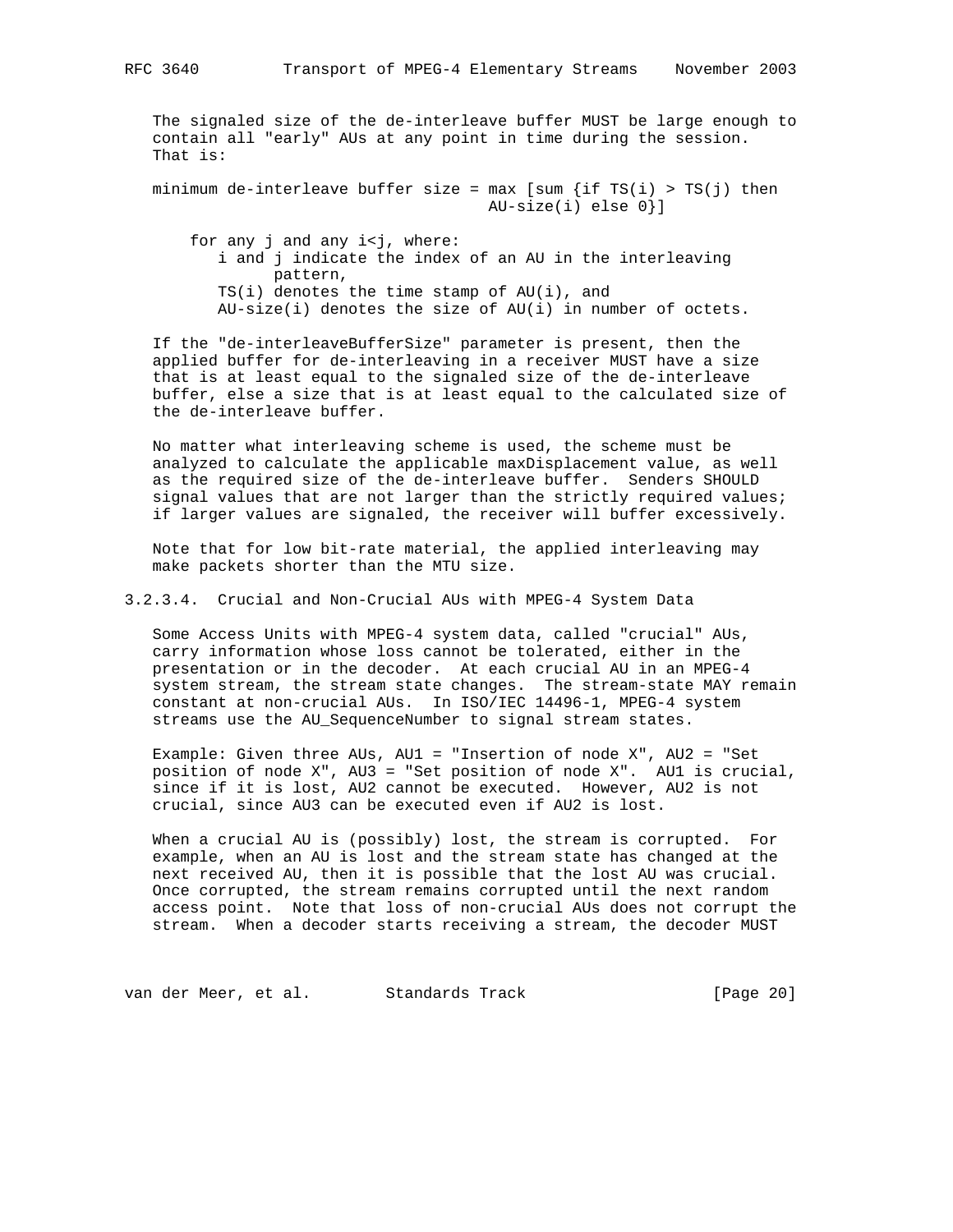The signaled size of the de-interleave buffer MUST be large enough to contain all "early" AUs at any point in time during the session. That is:

$$\text{minimum de-interleave buffer size} = \max \left[\sum \{\text{if } TS(i) > TS(j) \text{ then } \text{AU-size}(i) \text{ else } 0\}\right]$$

for any j and any i<j, where:

- i and j indicate the index of an AU in the interleaving pattern,
- TS(i) denotes the time stamp of AU(i), and
- AU-size(i) denotes the size of AU(i) in number of octets.

If the "de-interleaveBufferSize" parameter is present, then the applied buffer for de-interleaving in a receiver MUST have a size that is at least equal to the signaled size of the de-interleave buffer, else a size that is at least equal to the calculated size of the de-interleave buffer.

No matter what interleaving scheme is used, the scheme must be analyzed to calculate the applicable maxDisplacement value, as well as the required size of the de-interleave buffer. Senders SHOULD signal values that are not larger than the strictly required values; if larger values are signaled, the receiver will buffer excessively.

Note that for low bit-rate material, the applied interleaving may make packets shorter than the MTU size.

#### 3.2.3.4. Crucial and Non-Crucial AUs with MPEG-4 System Data

Some Access Units with MPEG-4 system data, called "crucial" AUs, carry information whose loss cannot be tolerated, either in the presentation or in the decoder. At each crucial AU in an MPEG-4 system stream, the stream state changes. The stream-state MAY remain constant at non-crucial AUs. In ISO/IEC 14496-1, MPEG-4 system streams use the AU_SequenceNumber to signal stream states.

Example: Given three AUs, AU1 = "Insertion of node X", AU2 = "Set position of node X", AU3 = "Set position of node X". AU1 is crucial, since if it is lost, AU2 cannot be executed. However, AU2 is not crucial, since AU3 can be executed even if AU2 is lost.

When a crucial AU is (possibly) lost, the stream is corrupted. For example, when an AU is lost and the stream state has changed at the next received AU, then it is possible that the lost AU was crucial. Once corrupted, the stream remains corrupted until the next random access point. Note that loss of non-crucial AUs does not corrupt the stream. When a decoder starts receiving a stream, the decoder MUST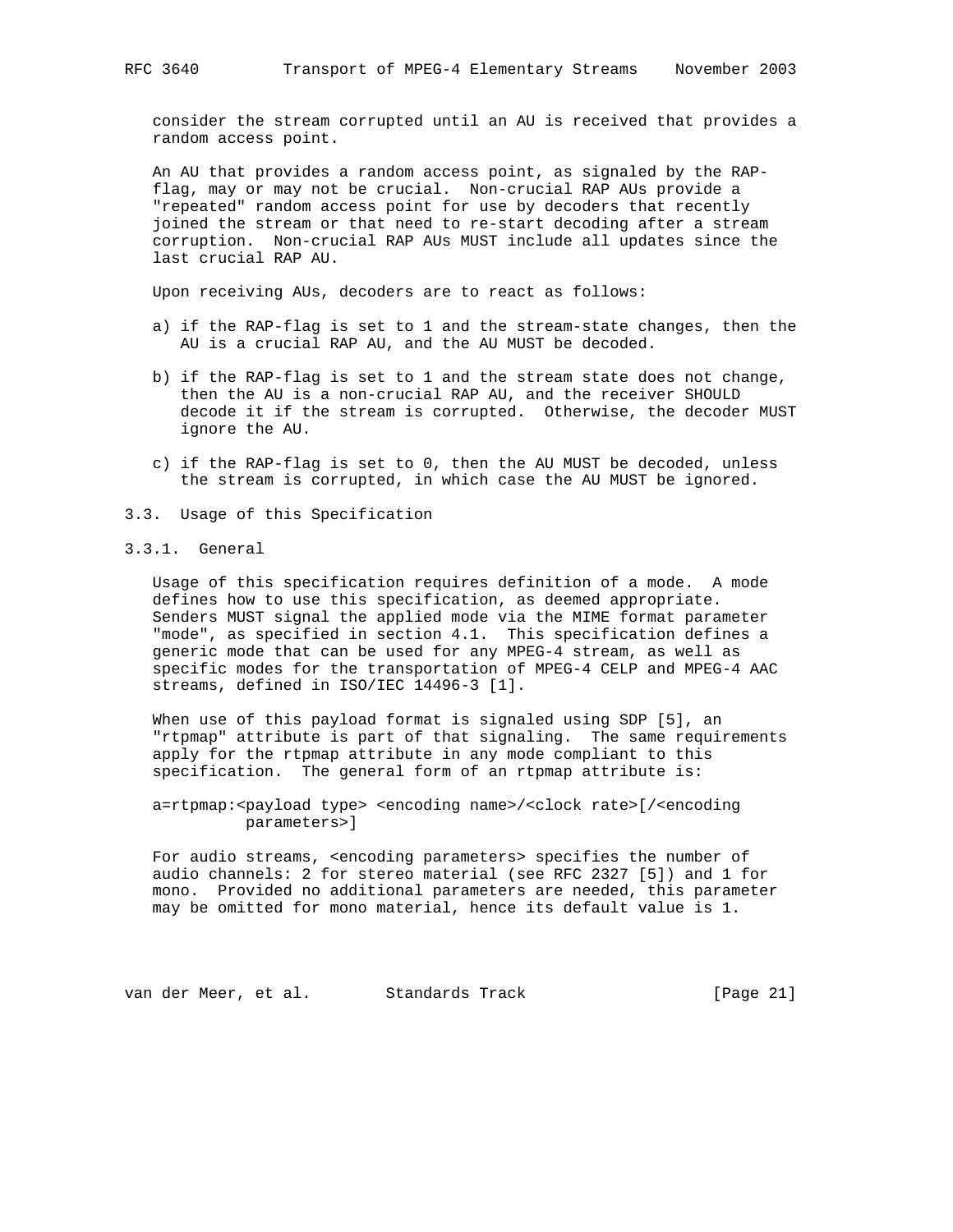consider the stream corrupted until an AU is received that provides a random access point.

An AU that provides a random access point, as signaled by the RAP-flag, may or may not be crucial. Non-crucial RAP AUs provide a "repeated" random access point for use by decoders that recently joined the stream or that need to re-start decoding after a stream corruption. Non-crucial RAP AUs MUST include all updates since the last crucial RAP AU.

Upon receiving AUs, decoders are to react as follows:

a) if the RAP-flag is set to 1 and the stream-state changes, then the AU is a crucial RAP AU, and the AU MUST be decoded.

b) if the RAP-flag is set to 1 and the stream state does not change, then the AU is a non-crucial RAP AU, and the receiver SHOULD decode it if the stream is corrupted. Otherwise, the decoder MUST ignore the AU.

c) if the RAP-flag is set to 0, then the AU MUST be decoded, unless the stream is corrupted, in which case the AU MUST be ignored.

## 3.3. Usage of this Specification

### 3.3.1. General

Usage of this specification requires definition of a mode. A mode defines how to use this specification, as deemed appropriate. Senders MUST signal the applied mode via the MIME format parameter "mode", as specified in section 4.1. This specification defines a generic mode that can be used for any MPEG-4 stream, as well as specific modes for the transportation of MPEG-4 CELP and MPEG-4 AAC streams, defined in ISO/IEC 14496-3 [1].

When use of this payload format is signaled using SDP [5], an "rtpmap" attribute is part of that signaling. The same requirements apply for the rtpmap attribute in any mode compliant to this specification. The general form of an rtpmap attribute is:

```
a=rtpmap:<payload type> <encoding name>/<clock rate>[/<encoding
          parameters>]
```

For audio streams, <encoding parameters> specifies the number of audio channels: 2 for stereo material (see RFC 2327 [5]) and 1 for mono. Provided no additional parameters are needed, this parameter may be omitted for mono material, hence its default value is 1.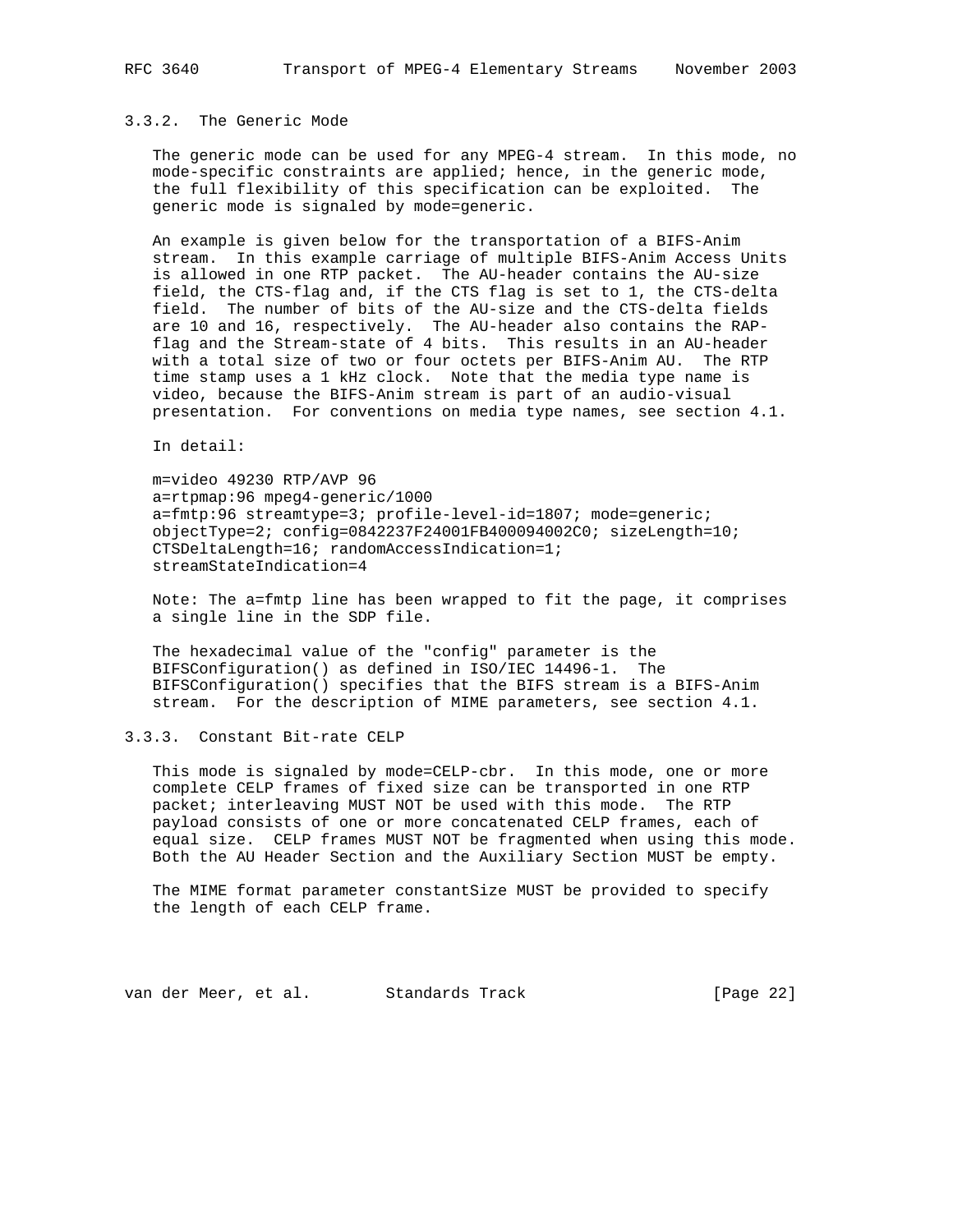### 3.3.2. The Generic Mode

The generic mode can be used for any MPEG-4 stream. In this mode, no mode-specific constraints are applied; hence, in the generic mode, the full flexibility of this specification can be exploited. The generic mode is signaled by mode=generic.

An example is given below for the transportation of a BIFS-Anim stream. In this example carriage of multiple BIFS-Anim Access Units is allowed in one RTP packet. The AU-header contains the AU-size field, the CTS-flag and, if the CTS flag is set to 1, the CTS-delta field. The number of bits of the AU-size and the CTS-delta fields are 10 and 16, respectively. The AU-header also contains the RAP-flag and the Stream-state of 4 bits. This results in an AU-header with a total size of two or four octets per BIFS-Anim AU. The RTP time stamp uses a 1 kHz clock. Note that the media type name is video, because the BIFS-Anim stream is part of an audio-visual presentation. For conventions on media type names, see section 4.1.

In detail:

```
m=video 49230 RTP/AVP 96
a=rtpmap:96 mpeg4-generic/1000
a=fmtp:96 streamtype=3; profile-level-id=1807; mode=generic;
objectType=2; config=0842237F24001FB400094002C0; sizeLength=10;
CTSDeltaLength=16; randomAccessIndication=1;
streamStateIndication=4
```

Note: The a=fmtp line has been wrapped to fit the page, it comprises a single line in the SDP file.

The hexadecimal value of the "config" parameter is the BIFSConfiguration() as defined in ISO/IEC 14496-1. The BIFSConfiguration() specifies that the BIFS stream is a BIFS-Anim stream. For the description of MIME parameters, see section 4.1.

### 3.3.3. Constant Bit-rate CELP

This mode is signaled by mode=CELP-cbr. In this mode, one or more complete CELP frames of fixed size can be transported in one RTP packet; interleaving MUST NOT be used with this mode. The RTP payload consists of one or more concatenated CELP frames, each of equal size. CELP frames MUST NOT be fragmented when using this mode. Both the AU Header Section and the Auxiliary Section MUST be empty.

The MIME format parameter constantSize MUST be provided to specify the length of each CELP frame.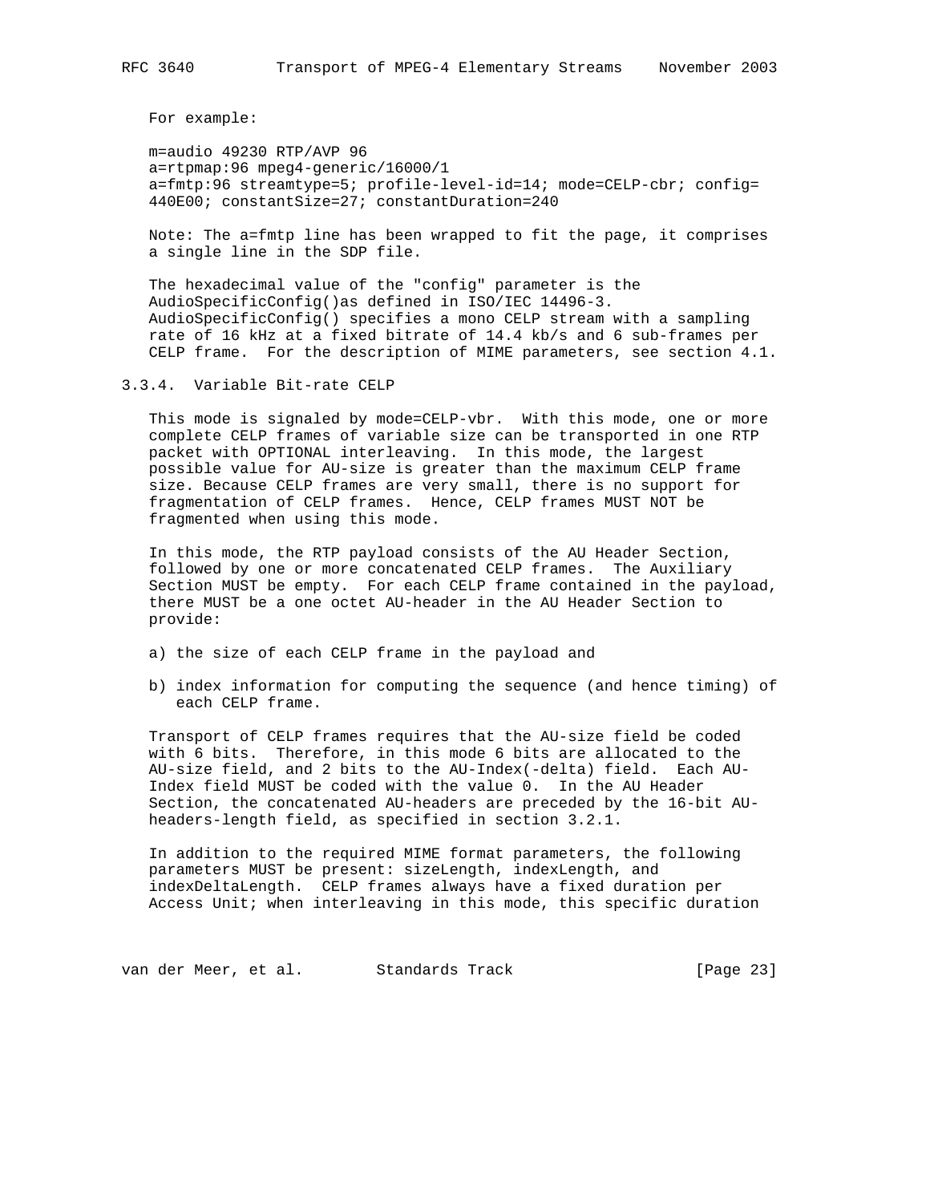For example:

```
m=audio 49230 RTP/AVP 96
a=rtpmap:96 mpeg4-generic/16000/1
a=fmtp:96 streamtype=5; profile-level-id=14; mode=CELP-cbr; config=
440E00; constantSize=27; constantDuration=240
```

Note: The a=fmtp line has been wrapped to fit the page, it comprises a single line in the SDP file.

The hexadecimal value of the "config" parameter is the AudioSpecificConfig()as defined in ISO/IEC 14496-3. AudioSpecificConfig() specifies a mono CELP stream with a sampling rate of 16 kHz at a fixed bitrate of 14.4 kb/s and 6 sub-frames per CELP frame. For the description of MIME parameters, see section 4.1.

### 3.3.4. Variable Bit-rate CELP

This mode is signaled by mode=CELP-vbr. With this mode, one or more complete CELP frames of variable size can be transported in one RTP packet with OPTIONAL interleaving. In this mode, the largest possible value for AU-size is greater than the maximum CELP frame size. Because CELP frames are very small, there is no support for fragmentation of CELP frames. Hence, CELP frames MUST NOT be fragmented when using this mode.

In this mode, the RTP payload consists of the AU Header Section, followed by one or more concatenated CELP frames. The Auxiliary Section MUST be empty. For each CELP frame contained in the payload, there MUST be a one octet AU-header in the AU Header Section to provide:

a) the size of each CELP frame in the payload and

b) index information for computing the sequence (and hence timing) of each CELP frame.

Transport of CELP frames requires that the AU-size field be coded with 6 bits. Therefore, in this mode 6 bits are allocated to the AU-size field, and 2 bits to the AU-Index(-delta) field. Each AU-Index field MUST be coded with the value 0. In the AU Header Section, the concatenated AU-headers are preceded by the 16-bit AU-headers-length field, as specified in section 3.2.1.

In addition to the required MIME format parameters, the following parameters MUST be present: sizeLength, indexLength, and indexDeltaLength. CELP frames always have a fixed duration per Access Unit; when interleaving in this mode, this specific duration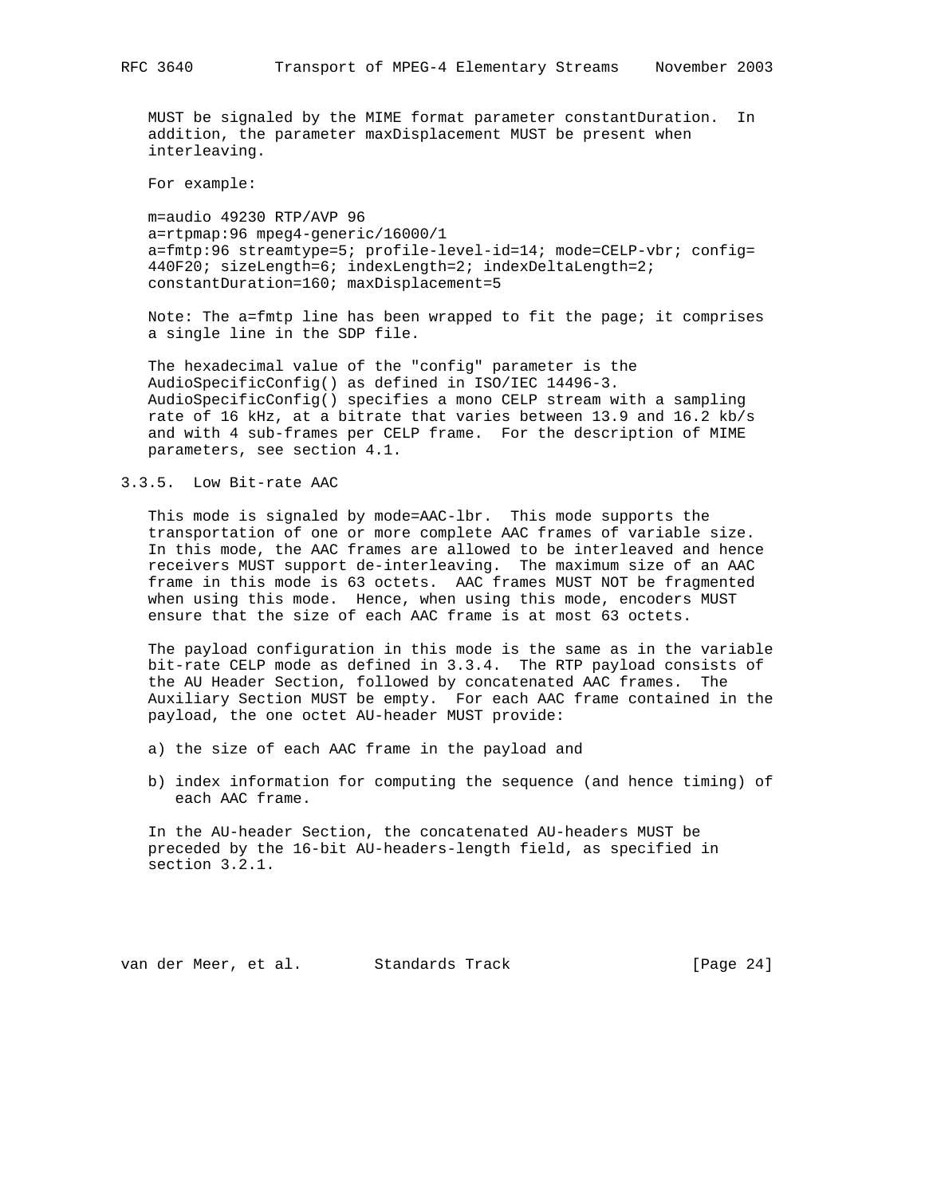MUST be signaled by the MIME format parameter constantDuration. In addition, the parameter maxDisplacement MUST be present when interleaving.

For example:

```
m=audio 49230 RTP/AVP 96
a=rtpmap:96 mpeg4-generic/16000/1
a=fmtp:96 streamtype=5; profile-level-id=14; mode=CELP-vbr; config=
440F20; sizeLength=6; indexLength=2; indexDeltaLength=2;
constantDuration=160; maxDisplacement=5
```

Note: The a=fmtp line has been wrapped to fit the page; it comprises a single line in the SDP file.

The hexadecimal value of the "config" parameter is the AudioSpecificConfig() as defined in ISO/IEC 14496-3. AudioSpecificConfig() specifies a mono CELP stream with a sampling rate of 16 kHz, at a bitrate that varies between 13.9 and 16.2 kb/s and with 4 sub-frames per CELP frame. For the description of MIME parameters, see section 4.1.

### 3.3.5. Low Bit-rate AAC

This mode is signaled by mode=AAC-lbr. This mode supports the transportation of one or more complete AAC frames of variable size. In this mode, the AAC frames are allowed to be interleaved and hence receivers MUST support de-interleaving. The maximum size of an AAC frame in this mode is 63 octets. AAC frames MUST NOT be fragmented when using this mode. Hence, when using this mode, encoders MUST ensure that the size of each AAC frame is at most 63 octets.

The payload configuration in this mode is the same as in the variable bit-rate CELP mode as defined in 3.3.4. The RTP payload consists of the AU Header Section, followed by concatenated AAC frames. The Auxiliary Section MUST be empty. For each AAC frame contained in the payload, the one octet AU-header MUST provide:

a) the size of each AAC frame in the payload and

b) index information for computing the sequence (and hence timing) of each AAC frame.

In the AU-header Section, the concatenated AU-headers MUST be preceded by the 16-bit AU-headers-length field, as specified in section 3.2.1.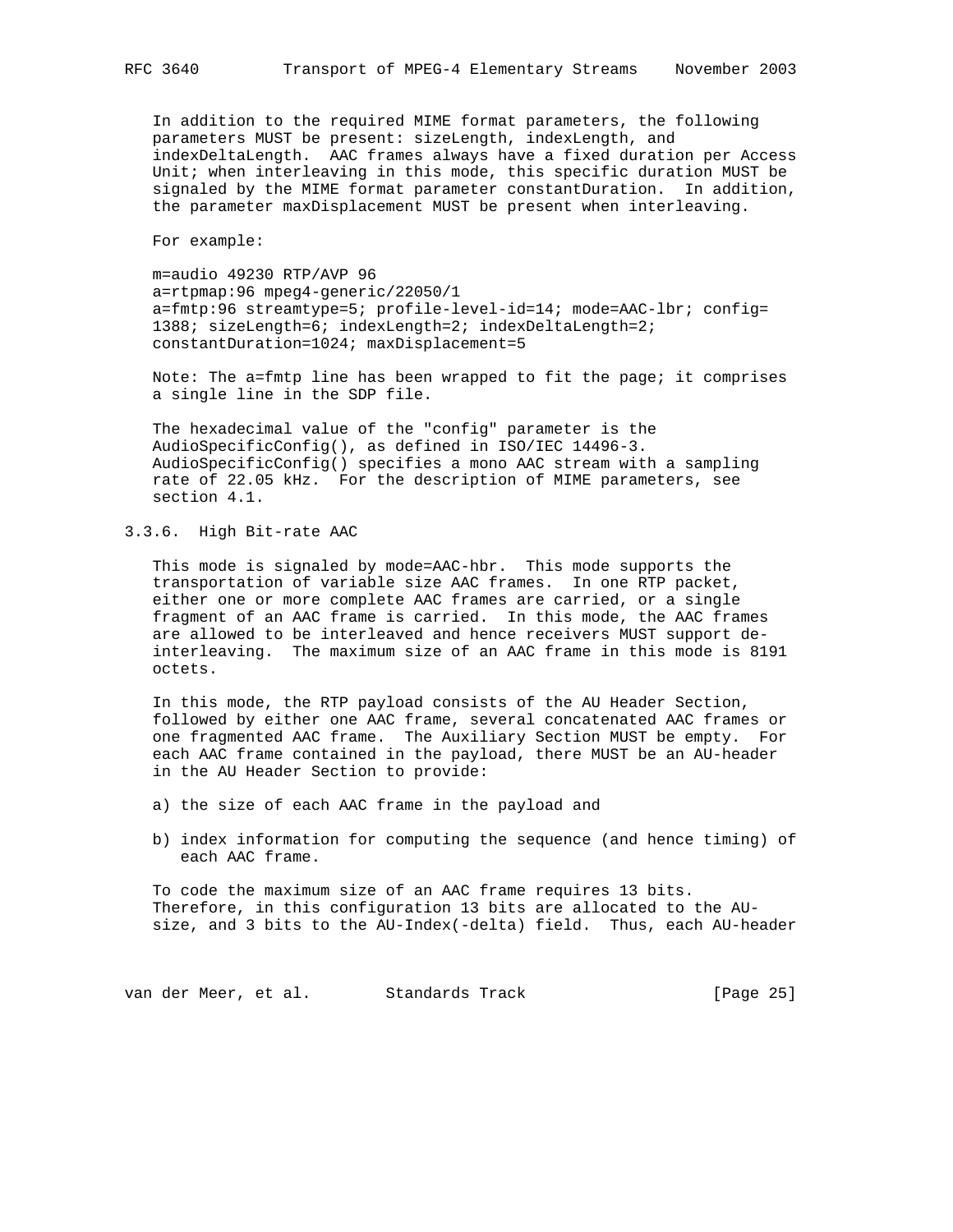In addition to the required MIME format parameters, the following parameters MUST be present: sizeLength, indexLength, and indexDeltaLength. AAC frames always have a fixed duration per Access Unit; when interleaving in this mode, this specific duration MUST be signaled by the MIME format parameter constantDuration. In addition, the parameter maxDisplacement MUST be present when interleaving.

For example:

```
m=audio 49230 RTP/AVP 96
a=rtpmap:96 mpeg4-generic/22050/1
a=fmtp:96 streamtype=5; profile-level-id=14; mode=AAC-lbr; config=
1388; sizeLength=6; indexLength=2; indexDeltaLength=2;
constantDuration=1024; maxDisplacement=5
```

Note: The a=fmtp line has been wrapped to fit the page; it comprises a single line in the SDP file.

The hexadecimal value of the "config" parameter is the AudioSpecificConfig(), as defined in ISO/IEC 14496-3. AudioSpecificConfig() specifies a mono AAC stream with a sampling rate of 22.05 kHz. For the description of MIME parameters, see section 4.1.

### 3.3.6. High Bit-rate AAC

This mode is signaled by mode=AAC-hbr. This mode supports the transportation of variable size AAC frames. In one RTP packet, either one or more complete AAC frames are carried, or a single fragment of an AAC frame is carried. In this mode, the AAC frames are allowed to be interleaved and hence receivers MUST support de-interleaving. The maximum size of an AAC frame in this mode is 8191 octets.

In this mode, the RTP payload consists of the AU Header Section, followed by either one AAC frame, several concatenated AAC frames or one fragmented AAC frame. The Auxiliary Section MUST be empty. For each AAC frame contained in the payload, there MUST be an AU-header in the AU Header Section to provide:

a) the size of each AAC frame in the payload and

b) index information for computing the sequence (and hence timing) of each AAC frame.

To code the maximum size of an AAC frame requires 13 bits. Therefore, in this configuration 13 bits are allocated to the AU-size, and 3 bits to the AU-Index(-delta) field. Thus, each AU-header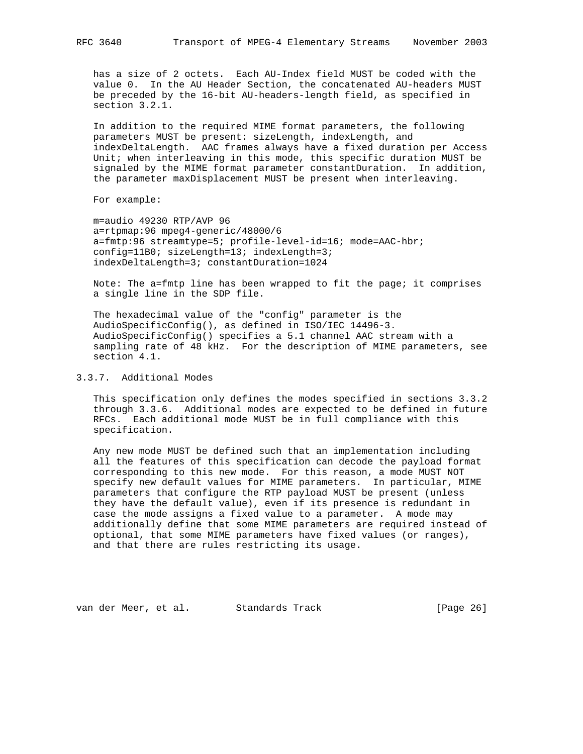has a size of 2 octets. Each AU-Index field MUST be coded with the value 0. In the AU Header Section, the concatenated AU-headers MUST be preceded by the 16-bit AU-headers-length field, as specified in section 3.2.1.

In addition to the required MIME format parameters, the following parameters MUST be present: sizeLength, indexLength, and indexDeltaLength. AAC frames always have a fixed duration per Access Unit; when interleaving in this mode, this specific duration MUST be signaled by the MIME format parameter constantDuration. In addition, the parameter maxDisplacement MUST be present when interleaving.

For example:

```
m=audio 49230 RTP/AVP 96
a=rtpmap:96 mpeg4-generic/48000/6
a=fmtp:96 streamtype=5; profile-level-id=16; mode=AAC-hbr;
config=11B0; sizeLength=13; indexLength=3;
indexDeltaLength=3; constantDuration=1024
```

Note: The a=fmtp line has been wrapped to fit the page; it comprises a single line in the SDP file.

The hexadecimal value of the "config" parameter is the AudioSpecificConfig(), as defined in ISO/IEC 14496-3. AudioSpecificConfig() specifies a 5.1 channel AAC stream with a sampling rate of 48 kHz. For the description of MIME parameters, see section 4.1.

### 3.3.7. Additional Modes

This specification only defines the modes specified in sections 3.3.2 through 3.3.6. Additional modes are expected to be defined in future RFCs. Each additional mode MUST be in full compliance with this specification.

Any new mode MUST be defined such that an implementation including all the features of this specification can decode the payload format corresponding to this new mode. For this reason, a mode MUST NOT specify new default values for MIME parameters. In particular, MIME parameters that configure the RTP payload MUST be present (unless they have the default value), even if its presence is redundant in case the mode assigns a fixed value to a parameter. A mode may additionally define that some MIME parameters are required instead of optional, that some MIME parameters have fixed values (or ranges), and that there are rules restricting its usage.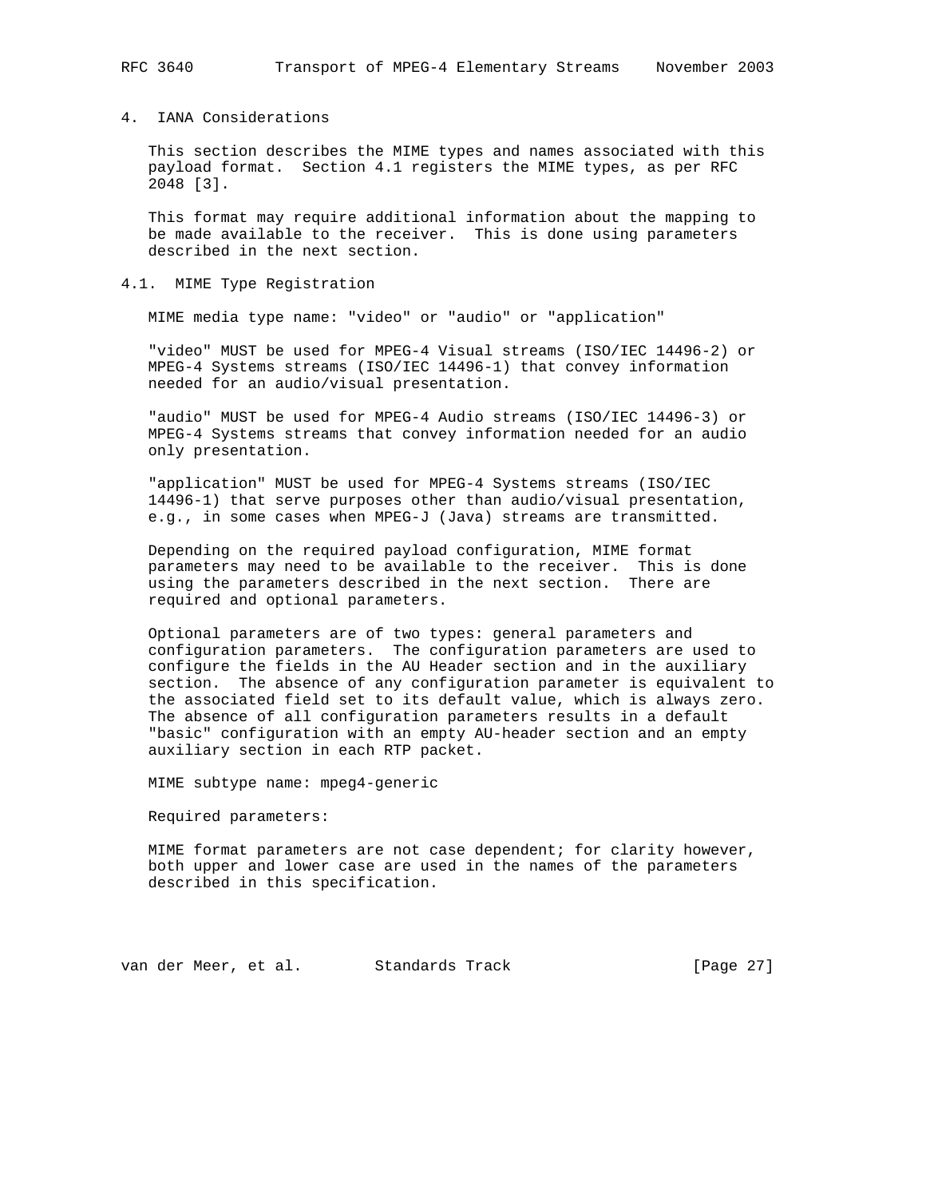## 4. IANA Considerations

This section describes the MIME types and names associated with this payload format. Section 4.1 registers the MIME types, as per RFC 2048 [3].

This format may require additional information about the mapping to be made available to the receiver. This is done using parameters described in the next section.

### 4.1. MIME Type Registration

MIME media type name: "video" or "audio" or "application"

"video" MUST be used for MPEG-4 Visual streams (ISO/IEC 14496-2) or MPEG-4 Systems streams (ISO/IEC 14496-1) that convey information needed for an audio/visual presentation.

"audio" MUST be used for MPEG-4 Audio streams (ISO/IEC 14496-3) or MPEG-4 Systems streams that convey information needed for an audio only presentation.

"application" MUST be used for MPEG-4 Systems streams (ISO/IEC 14496-1) that serve purposes other than audio/visual presentation, e.g., in some cases when MPEG-J (Java) streams are transmitted.

Depending on the required payload configuration, MIME format parameters may need to be available to the receiver. This is done using the parameters described in the next section. There are required and optional parameters.

Optional parameters are of two types: general parameters and configuration parameters. The configuration parameters are used to configure the fields in the AU Header section and in the auxiliary section. The absence of any configuration parameter is equivalent to the associated field set to its default value, which is always zero. The absence of all configuration parameters results in a default "basic" configuration with an empty AU-header section and an empty auxiliary section in each RTP packet.

MIME subtype name: mpeg4-generic

Required parameters:

MIME format parameters are not case dependent; for clarity however, both upper and lower case are used in the names of the parameters described in this specification.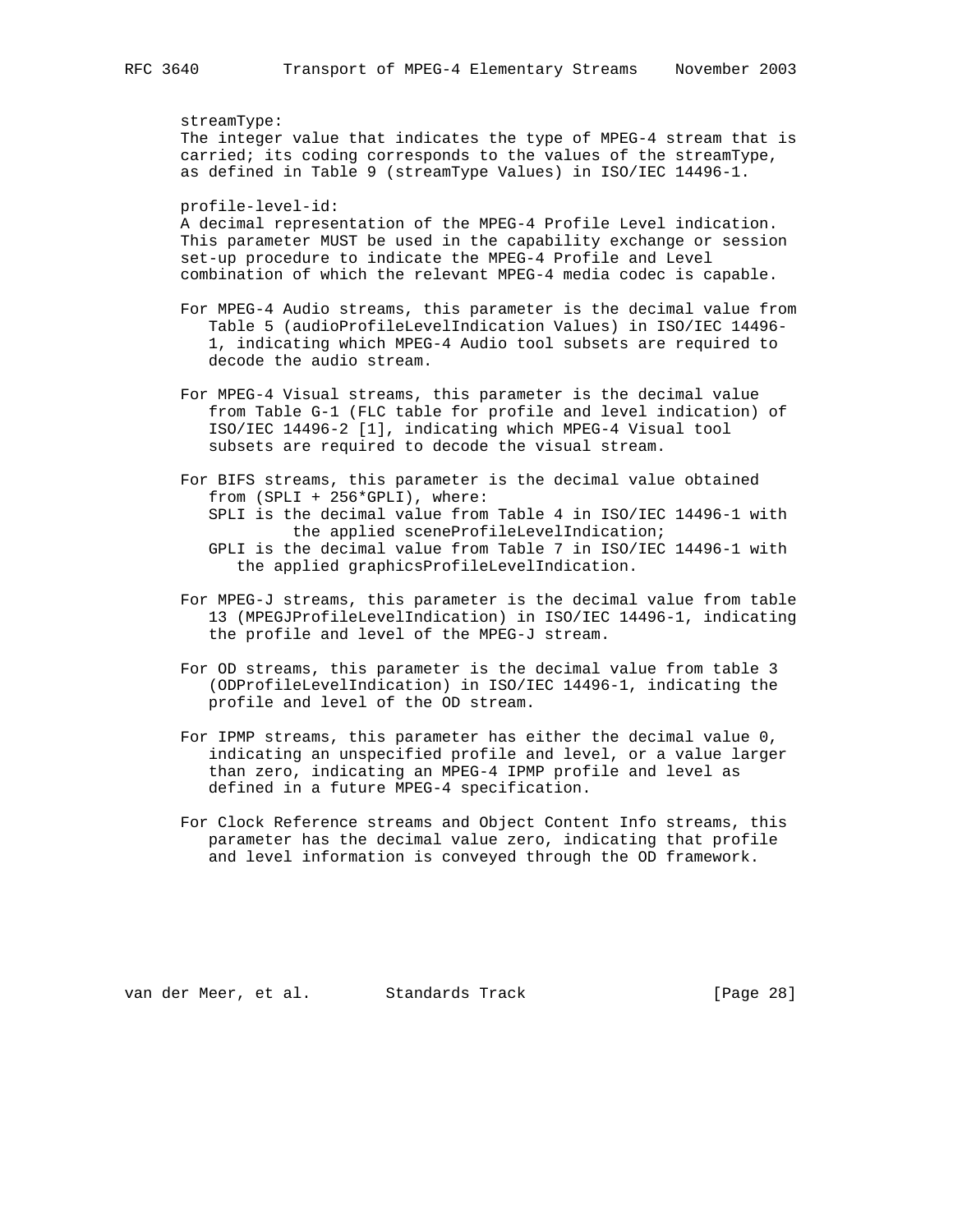streamType:
The integer value that indicates the type of MPEG-4 stream that is carried; its coding corresponds to the values of the streamType, as defined in Table 9 (streamType Values) in ISO/IEC 14496-1.

profile-level-id:
A decimal representation of the MPEG-4 Profile Level indication. This parameter MUST be used in the capability exchange or session set-up procedure to indicate the MPEG-4 Profile and Level combination of which the relevant MPEG-4 media codec is capable.

For MPEG-4 Audio streams, this parameter is the decimal value from Table 5 (audioProfileLevelIndication Values) in ISO/IEC 14496-1, indicating which MPEG-4 Audio tool subsets are required to decode the audio stream.

For MPEG-4 Visual streams, this parameter is the decimal value from Table G-1 (FLC table for profile and level indication) of ISO/IEC 14496-2 [1], indicating which MPEG-4 Visual tool subsets are required to decode the visual stream.

For BIFS streams, this parameter is the decimal value obtained from (SPLI + 256*GPLI), where:
SPLI is the decimal value from Table 4 in ISO/IEC 14496-1 with the applied sceneProfileLevelIndication;
GPLI is the decimal value from Table 7 in ISO/IEC 14496-1 with the applied graphicsProfileLevelIndication.

For MPEG-J streams, this parameter is the decimal value from table 13 (MPEGJProfileLevelIndication) in ISO/IEC 14496-1, indicating the profile and level of the MPEG-J stream.

For OD streams, this parameter is the decimal value from table 3 (ODProfileLevelIndication) in ISO/IEC 14496-1, indicating the profile and level of the OD stream.

For IPMP streams, this parameter has either the decimal value 0, indicating an unspecified profile and level, or a value larger than zero, indicating an MPEG-4 IPMP profile and level as defined in a future MPEG-4 specification.

For Clock Reference streams and Object Content Info streams, this parameter has the decimal value zero, indicating that profile and level information is conveyed through the OD framework.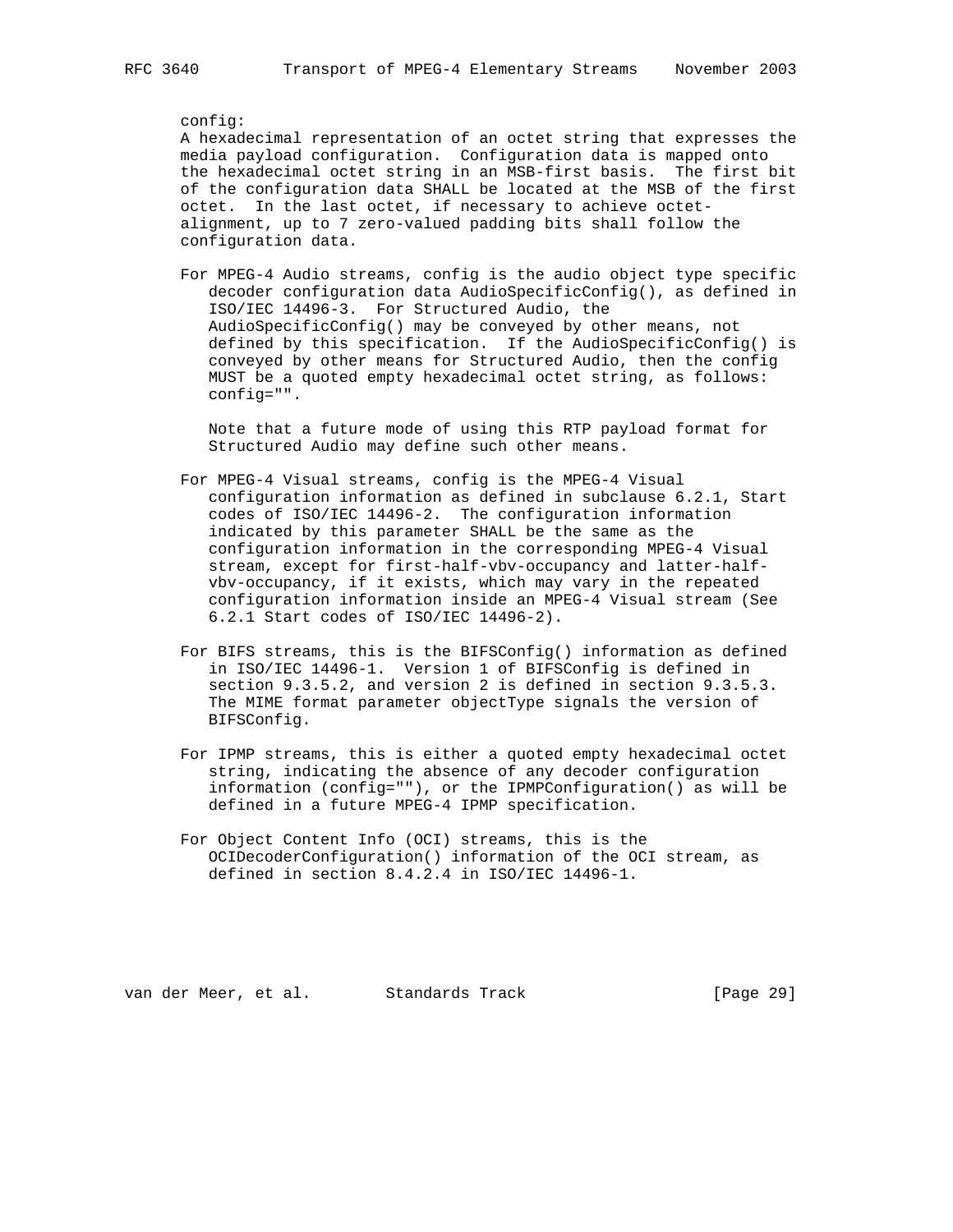config:
A hexadecimal representation of an octet string that expresses the media payload configuration. Configuration data is mapped onto the hexadecimal octet string in an MSB-first basis. The first bit of the configuration data SHALL be located at the MSB of the first octet. In the last octet, if necessary to achieve octet-alignment, up to 7 zero-valued padding bits shall follow the configuration data.

For MPEG-4 Audio streams, config is the audio object type specific decoder configuration data AudioSpecificConfig(), as defined in ISO/IEC 14496-3. For Structured Audio, the AudioSpecificConfig() may be conveyed by other means, not defined by this specification. If the AudioSpecificConfig() is conveyed by other means for Structured Audio, then the config MUST be a quoted empty hexadecimal octet string, as follows: config="".

Note that a future mode of using this RTP payload format for Structured Audio may define such other means.

For MPEG-4 Visual streams, config is the MPEG-4 Visual configuration information as defined in subclause 6.2.1, Start codes of ISO/IEC 14496-2. The configuration information indicated by this parameter SHALL be the same as the configuration information in the corresponding MPEG-4 Visual stream, except for first-half-vbv-occupancy and latter-half-vbv-occupancy, if it exists, which may vary in the repeated configuration information inside an MPEG-4 Visual stream (See 6.2.1 Start codes of ISO/IEC 14496-2).

For BIFS streams, this is the BIFSConfig() information as defined in ISO/IEC 14496-1. Version 1 of BIFSConfig is defined in section 9.3.5.2, and version 2 is defined in section 9.3.5.3. The MIME format parameter objectType signals the version of BIFSConfig.

For IPMP streams, this is either a quoted empty hexadecimal octet string, indicating the absence of any decoder configuration information (config=""), or the IPMPConfiguration() as will be defined in a future MPEG-4 IPMP specification.

For Object Content Info (OCI) streams, this is the OCIDecoderConfiguration() information of the OCI stream, as defined in section 8.4.2.4 in ISO/IEC 14496-1.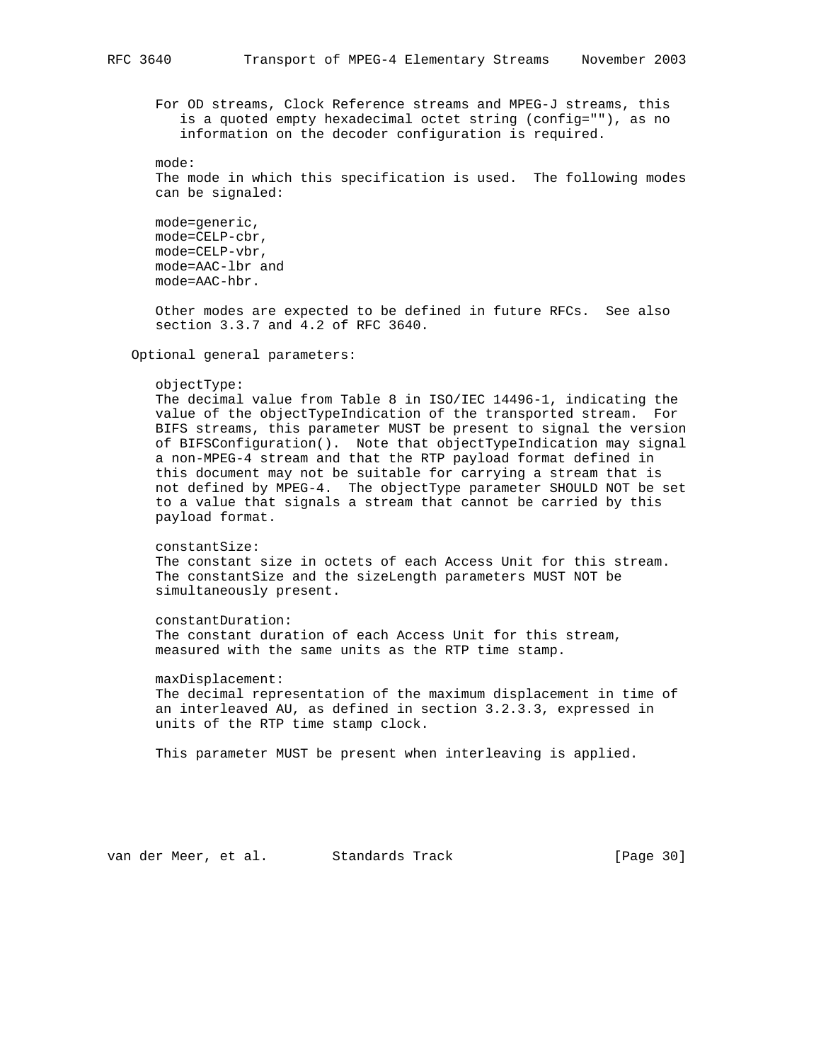For OD streams, Clock Reference streams and MPEG-J streams, this is a quoted empty hexadecimal octet string (config=""), as no information on the decoder configuration is required.

mode:
The mode in which this specification is used. The following modes can be signaled:

mode=generic,
mode=CELP-cbr,
mode=CELP-vbr,
mode=AAC-lbr and
mode=AAC-hbr.

Other modes are expected to be defined in future RFCs. See also section 3.3.7 and 4.2 of RFC 3640.

Optional general parameters:

objectType:
The decimal value from Table 8 in ISO/IEC 14496-1, indicating the value of the objectTypeIndication of the transported stream. For BIFS streams, this parameter MUST be present to signal the version of BIFSConfiguration(). Note that objectTypeIndication may signal a non-MPEG-4 stream and that the RTP payload format defined in this document may not be suitable for carrying a stream that is not defined by MPEG-4. The objectType parameter SHOULD NOT be set to a value that signals a stream that cannot be carried by this payload format.

constantSize:
The constant size in octets of each Access Unit for this stream. The constantSize and the sizeLength parameters MUST NOT be simultaneously present.

constantDuration:
The constant duration of each Access Unit for this stream, measured with the same units as the RTP time stamp.

maxDisplacement:
The decimal representation of the maximum displacement in time of an interleaved AU, as defined in section 3.2.3.3, expressed in units of the RTP time stamp clock.

This parameter MUST be present when interleaving is applied.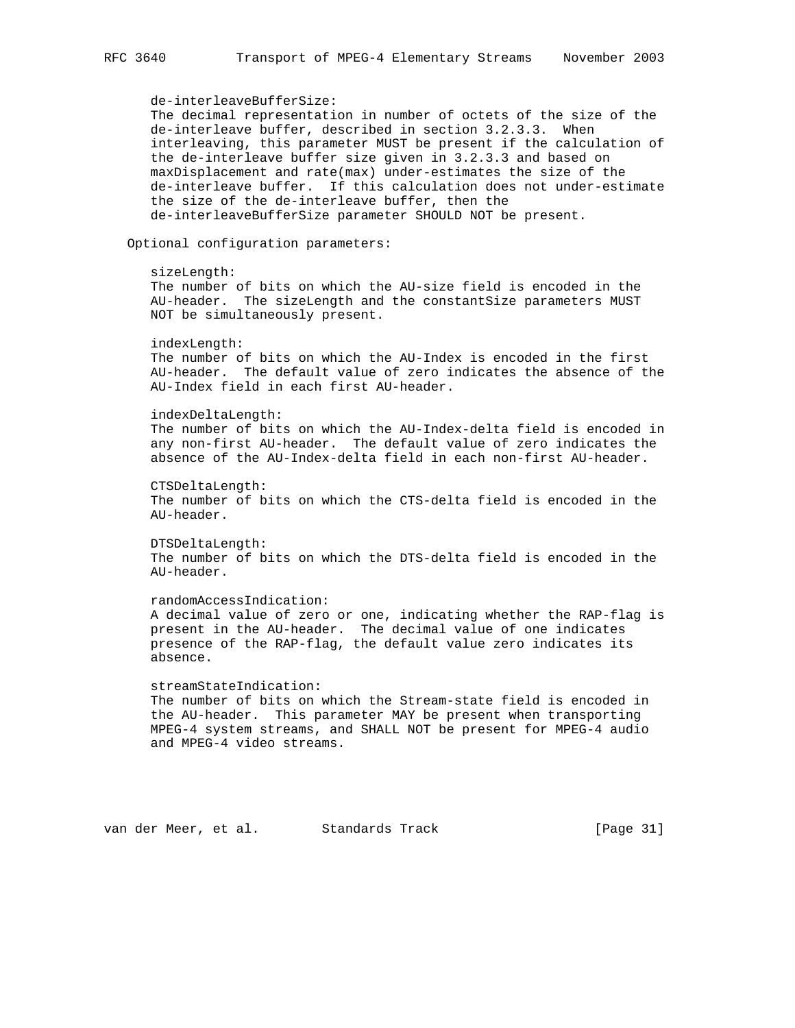de-interleaveBufferSize:
The decimal representation in number of octets of the size of the de-interleave buffer, described in section 3.2.3.3. When interleaving, this parameter MUST be present if the calculation of the de-interleave buffer size given in 3.2.3.3 and based on maxDisplacement and rate(max) under-estimates the size of the de-interleave buffer. If this calculation does not under-estimate the size of the de-interleave buffer, then the de-interleaveBufferSize parameter SHOULD NOT be present.

Optional configuration parameters:

sizeLength:
The number of bits on which the AU-size field is encoded in the AU-header. The sizeLength and the constantSize parameters MUST NOT be simultaneously present.

indexLength:
The number of bits on which the AU-Index is encoded in the first AU-header. The default value of zero indicates the absence of the AU-Index field in each first AU-header.

indexDeltaLength:
The number of bits on which the AU-Index-delta field is encoded in any non-first AU-header. The default value of zero indicates the absence of the AU-Index-delta field in each non-first AU-header.

CTSDeltaLength:
The number of bits on which the CTS-delta field is encoded in the AU-header.

DTSDeltaLength:
The number of bits on which the DTS-delta field is encoded in the AU-header.

randomAccessIndication:
A decimal value of zero or one, indicating whether the RAP-flag is present in the AU-header. The decimal value of one indicates presence of the RAP-flag, the default value zero indicates its absence.

streamStateIndication:
The number of bits on which the Stream-state field is encoded in the AU-header. This parameter MAY be present when transporting MPEG-4 system streams, and SHALL NOT be present for MPEG-4 audio and MPEG-4 video streams.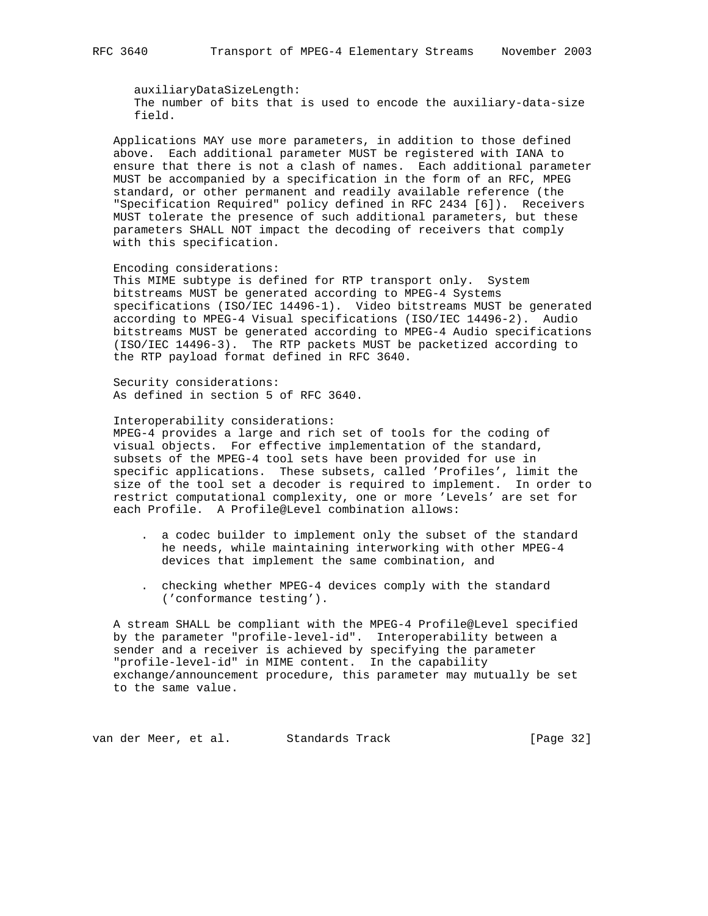auxiliaryDataSizeLength:
The number of bits that is used to encode the auxiliary-data-size field.

Applications MAY use more parameters, in addition to those defined above. Each additional parameter MUST be registered with IANA to ensure that there is not a clash of names. Each additional parameter MUST be accompanied by a specification in the form of an RFC, MPEG standard, or other permanent and readily available reference (the "Specification Required" policy defined in RFC 2434 [6]). Receivers MUST tolerate the presence of such additional parameters, but these parameters SHALL NOT impact the decoding of receivers that comply with this specification.

Encoding considerations:
This MIME subtype is defined for RTP transport only. System bitstreams MUST be generated according to MPEG-4 Systems specifications (ISO/IEC 14496-1). Video bitstreams MUST be generated according to MPEG-4 Visual specifications (ISO/IEC 14496-2). Audio bitstreams MUST be generated according to MPEG-4 Audio specifications (ISO/IEC 14496-3). The RTP packets MUST be packetized according to the RTP payload format defined in RFC 3640.

Security considerations:
As defined in section 5 of RFC 3640.

Interoperability considerations:
MPEG-4 provides a large and rich set of tools for the coding of visual objects. For effective implementation of the standard, subsets of the MPEG-4 tool sets have been provided for use in specific applications. These subsets, called 'Profiles', limit the size of the tool set a decoder is required to implement. In order to restrict computational complexity, one or more 'Levels' are set for each Profile. A Profile@Level combination allows:

- a codec builder to implement only the subset of the standard he needs, while maintaining interworking with other MPEG-4 devices that implement the same combination, and

- checking whether MPEG-4 devices comply with the standard ('conformance testing').

A stream SHALL be compliant with the MPEG-4 Profile@Level specified by the parameter "profile-level-id". Interoperability between a sender and a receiver is achieved by specifying the parameter "profile-level-id" in MIME content. In the capability exchange/announcement procedure, this parameter may mutually be set to the same value.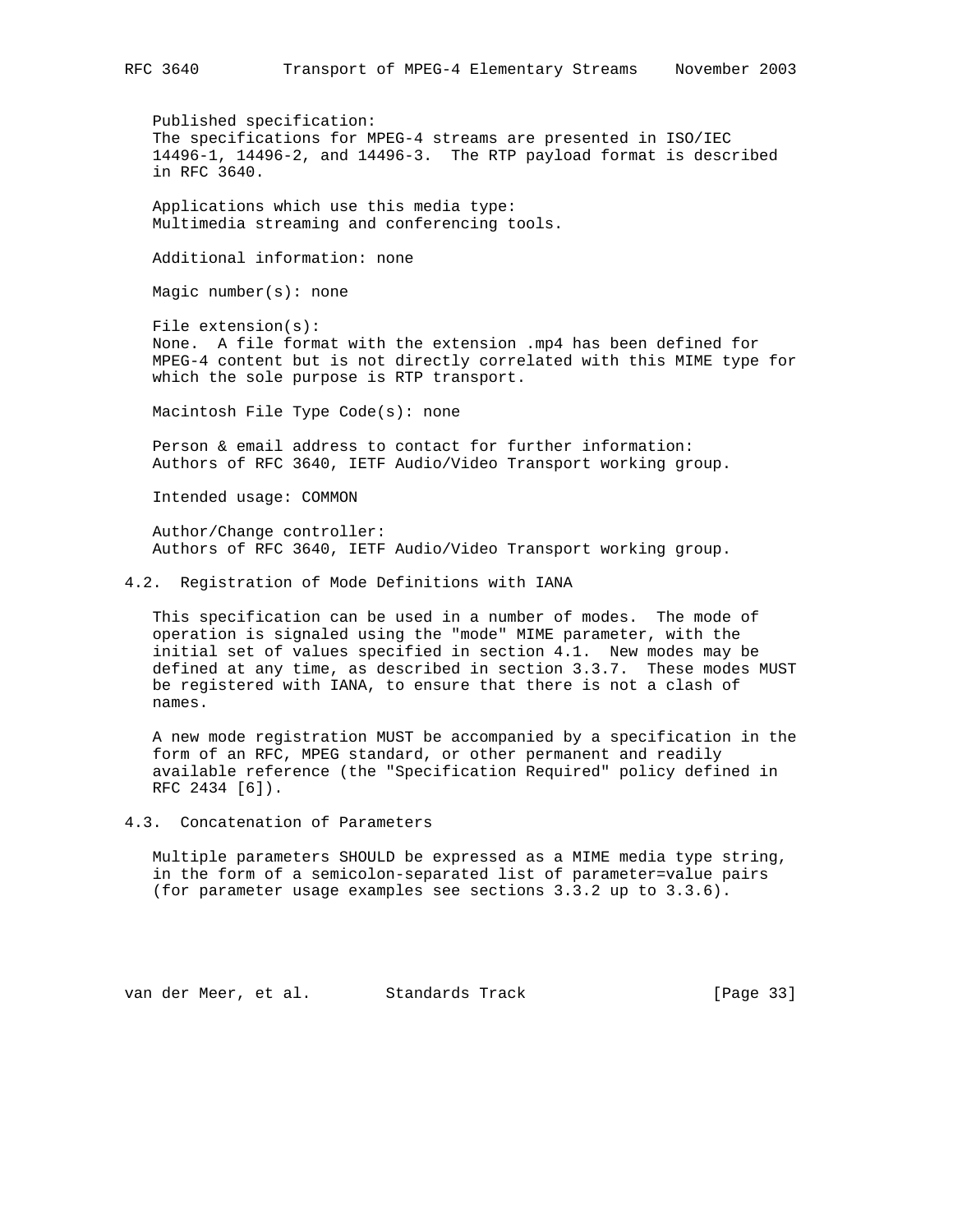Published specification:
The specifications for MPEG-4 streams are presented in ISO/IEC 14496-1, 14496-2, and 14496-3. The RTP payload format is described in RFC 3640.

Applications which use this media type:
Multimedia streaming and conferencing tools.

Additional information: none

Magic number(s): none

File extension(s):
None. A file format with the extension .mp4 has been defined for MPEG-4 content but is not directly correlated with this MIME type for which the sole purpose is RTP transport.

Macintosh File Type Code(s): none

Person & email address to contact for further information:
Authors of RFC 3640, IETF Audio/Video Transport working group.

Intended usage: COMMON

Author/Change controller:
Authors of RFC 3640, IETF Audio/Video Transport working group.

## 4.2. Registration of Mode Definitions with IANA

This specification can be used in a number of modes. The mode of operation is signaled using the "mode" MIME parameter, with the initial set of values specified in section 4.1. New modes may be defined at any time, as described in section 3.3.7. These modes MUST be registered with IANA, to ensure that there is not a clash of names.

A new mode registration MUST be accompanied by a specification in the form of an RFC, MPEG standard, or other permanent and readily available reference (the "Specification Required" policy defined in RFC 2434 [6]).

## 4.3. Concatenation of Parameters

Multiple parameters SHOULD be expressed as a MIME media type string, in the form of a semicolon-separated list of parameter=value pairs (for parameter usage examples see sections 3.3.2 up to 3.3.6).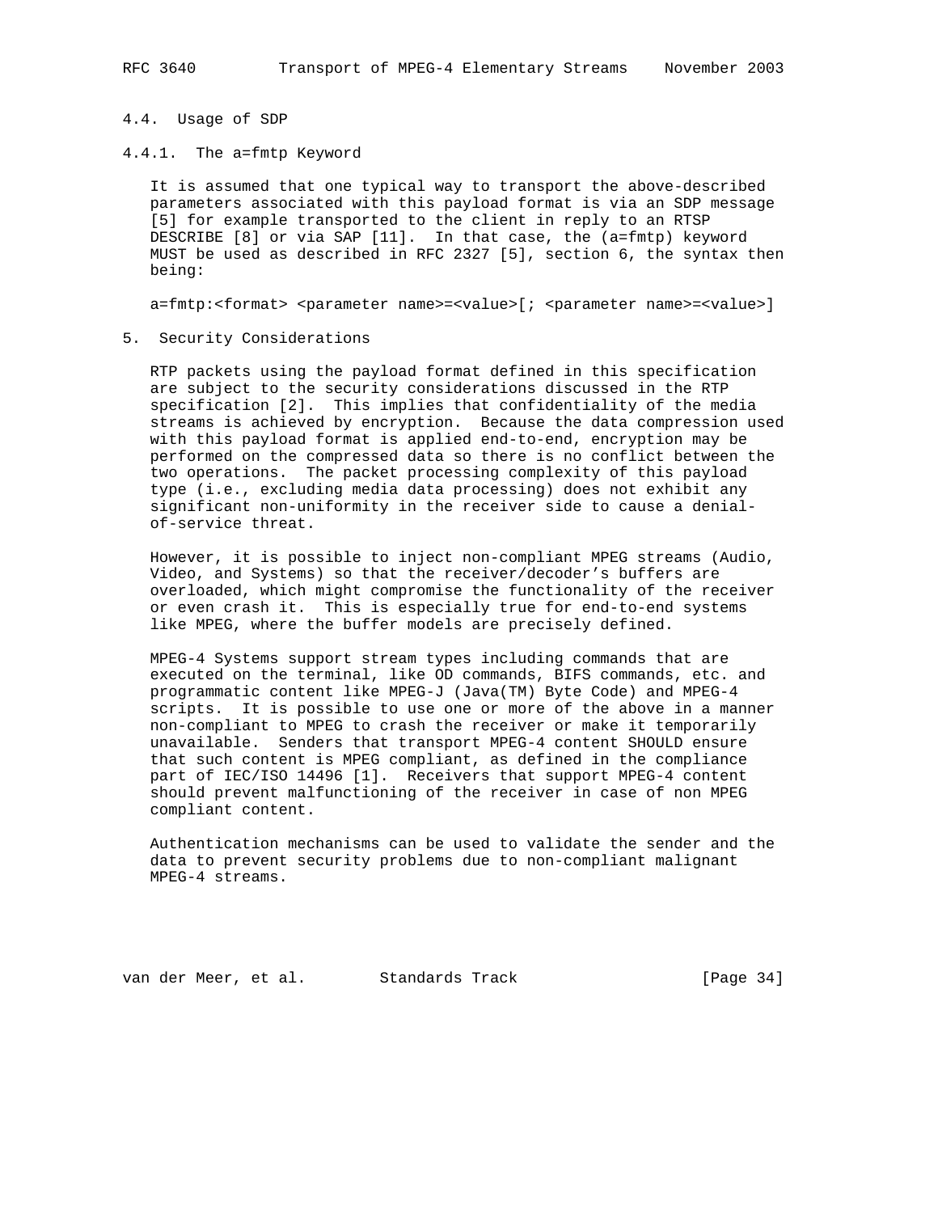### 4.4. Usage of SDP

#### 4.4.1. The a=fmtp Keyword

It is assumed that one typical way to transport the above-described parameters associated with this payload format is via an SDP message [5] for example transported to the client in reply to an RTSP DESCRIBE [8] or via SAP [11]. In that case, the (a=fmtp) keyword MUST be used as described in RFC 2327 [5], section 6, the syntax then being:

```
a=fmtp:<format> <parameter name>=<value>[; <parameter name>=<value>]
```

## 5. Security Considerations

RTP packets using the payload format defined in this specification are subject to the security considerations discussed in the RTP specification [2]. This implies that confidentiality of the media streams is achieved by encryption. Because the data compression used with this payload format is applied end-to-end, encryption may be performed on the compressed data so there is no conflict between the two operations. The packet processing complexity of this payload type (i.e., excluding media data processing) does not exhibit any significant non-uniformity in the receiver side to cause a denial-of-service threat.

However, it is possible to inject non-compliant MPEG streams (Audio, Video, and Systems) so that the receiver/decoder's buffers are overloaded, which might compromise the functionality of the receiver or even crash it. This is especially true for end-to-end systems like MPEG, where the buffer models are precisely defined.

MPEG-4 Systems support stream types including commands that are executed on the terminal, like OD commands, BIFS commands, etc. and programmatic content like MPEG-J (Java(TM) Byte Code) and MPEG-4 scripts. It is possible to use one or more of the above in a manner non-compliant to MPEG to crash the receiver or make it temporarily unavailable. Senders that transport MPEG-4 content SHOULD ensure that such content is MPEG compliant, as defined in the compliance part of IEC/ISO 14496 [1]. Receivers that support MPEG-4 content should prevent malfunctioning of the receiver in case of non MPEG compliant content.

Authentication mechanisms can be used to validate the sender and the data to prevent security problems due to non-compliant malignant MPEG-4 streams.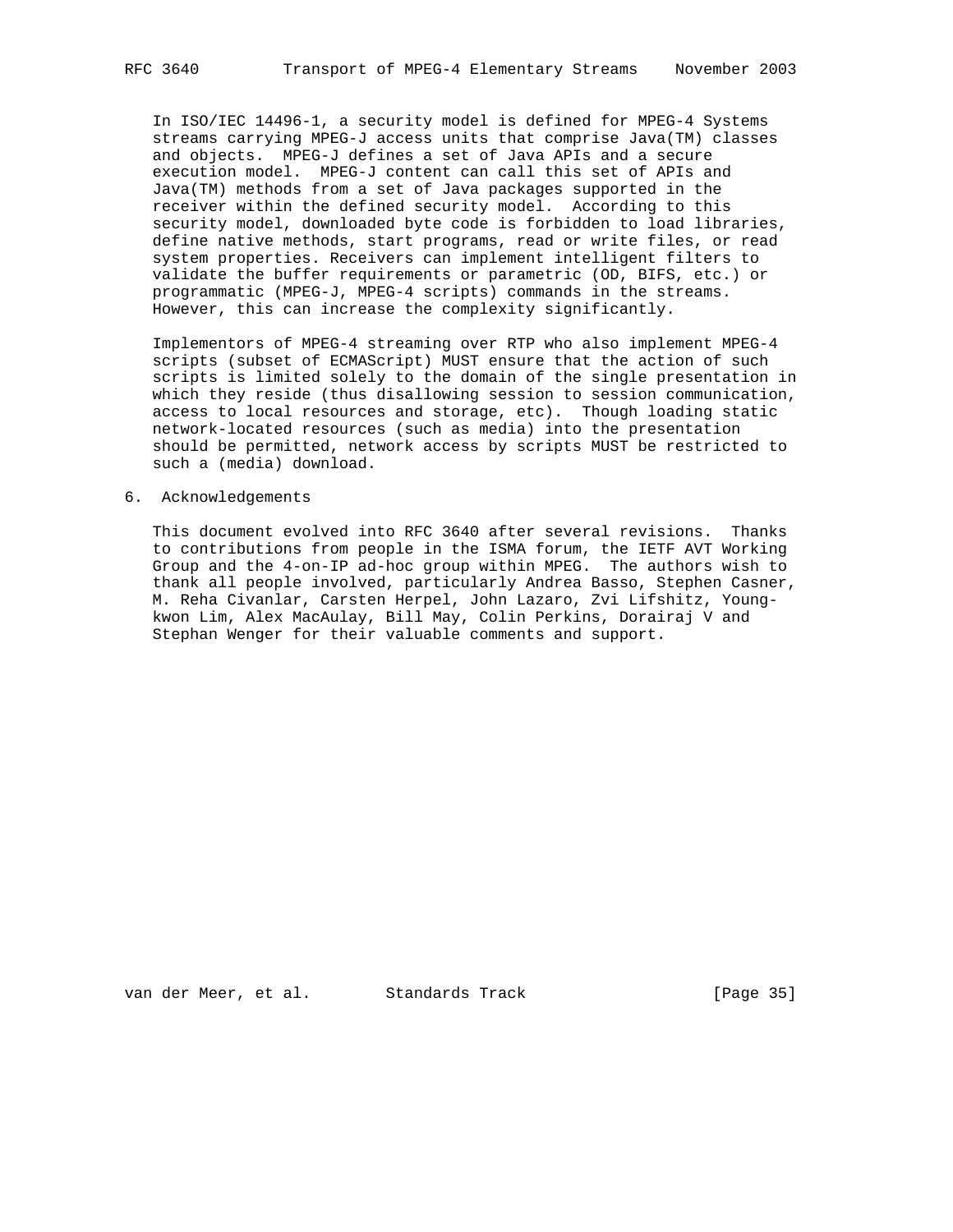In ISO/IEC 14496-1, a security model is defined for MPEG-4 Systems streams carrying MPEG-J access units that comprise Java(TM) classes and objects. MPEG-J defines a set of Java APIs and a secure execution model. MPEG-J content can call this set of APIs and Java(TM) methods from a set of Java packages supported in the receiver within the defined security model. According to this security model, downloaded byte code is forbidden to load libraries, define native methods, start programs, read or write files, or read system properties. Receivers can implement intelligent filters to validate the buffer requirements or parametric (OD, BIFS, etc.) or programmatic (MPEG-J, MPEG-4 scripts) commands in the streams. However, this can increase the complexity significantly.

Implementors of MPEG-4 streaming over RTP who also implement MPEG-4 scripts (subset of ECMAScript) MUST ensure that the action of such scripts is limited solely to the domain of the single presentation in which they reside (thus disallowing session to session communication, access to local resources and storage, etc). Though loading static network-located resources (such as media) into the presentation should be permitted, network access by scripts MUST be restricted to such a (media) download.

## 6. Acknowledgements

This document evolved into RFC 3640 after several revisions. Thanks to contributions from people in the ISMA forum, the IETF AVT Working Group and the 4-on-IP ad-hoc group within MPEG. The authors wish to thank all people involved, particularly Andrea Basso, Stephen Casner, M. Reha Civanlar, Carsten Herpel, John Lazaro, Zvi Lifshitz, Young-kwon Lim, Alex MacAulay, Bill May, Colin Perkins, Dorairaj V and Stephan Wenger for their valuable comments and support.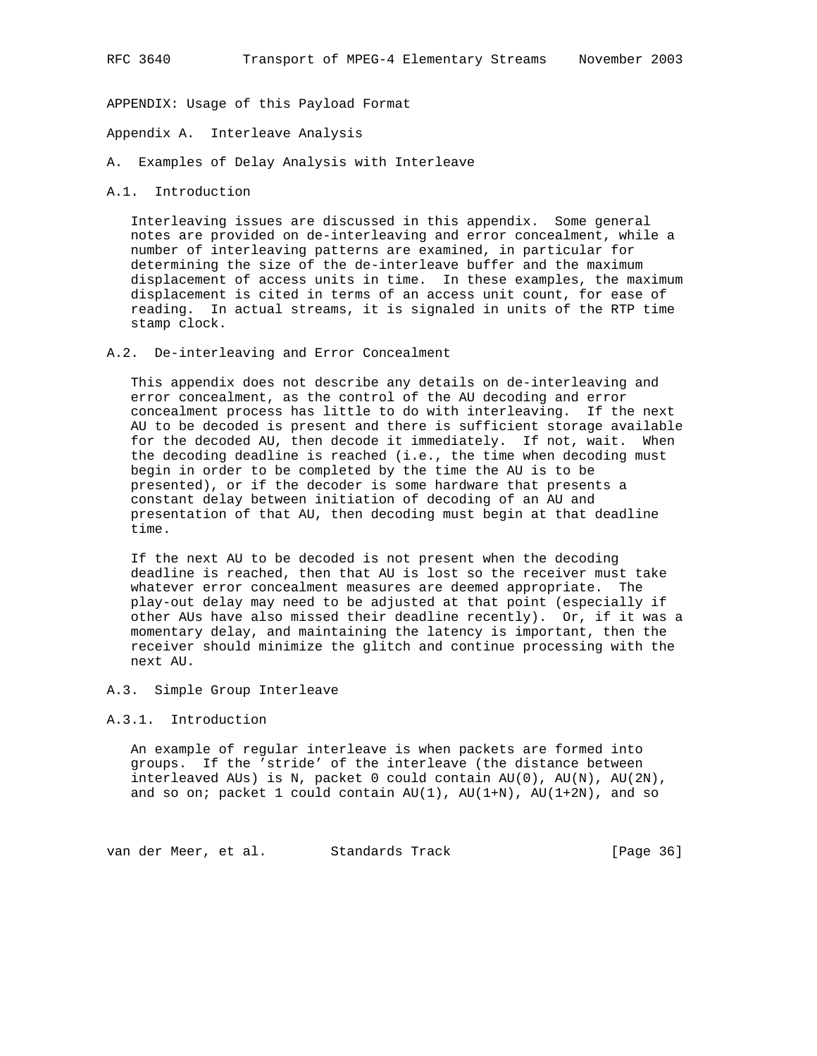APPENDIX: Usage of this Payload Format

# Appendix A. Interleave Analysis

## A. Examples of Delay Analysis with Interleave

### A.1. Introduction

Interleaving issues are discussed in this appendix. Some general notes are provided on de-interleaving and error concealment, while a number of interleaving patterns are examined, in particular for determining the size of the de-interleave buffer and the maximum displacement of access units in time. In these examples, the maximum displacement is cited in terms of an access unit count, for ease of reading. In actual streams, it is signaled in units of the RTP time stamp clock.

### A.2. De-interleaving and Error Concealment

This appendix does not describe any details on de-interleaving and error concealment, as the control of the AU decoding and error concealment process has little to do with interleaving. If the next AU to be decoded is present and there is sufficient storage available for the decoded AU, then decode it immediately. If not, wait. When the decoding deadline is reached (i.e., the time when decoding must begin in order to be completed by the time the AU is to be presented), or if the decoder is some hardware that presents a constant delay between initiation of decoding of an AU and presentation of that AU, then decoding must begin at that deadline time.

If the next AU to be decoded is not present when the decoding deadline is reached, then that AU is lost so the receiver must take whatever error concealment measures are deemed appropriate. The play-out delay may need to be adjusted at that point (especially if other AUs have also missed their deadline recently). Or, if it was a momentary delay, and maintaining the latency is important, then the receiver should minimize the glitch and continue processing with the next AU.

### A.3. Simple Group Interleave

#### A.3.1. Introduction

An example of regular interleave is when packets are formed into groups. If the 'stride' of the interleave (the distance between interleaved AUs) is N, packet 0 could contain AU(0), AU(N), AU(2N), and so on; packet 1 could contain AU(1), AU(1+N), AU(1+2N), and so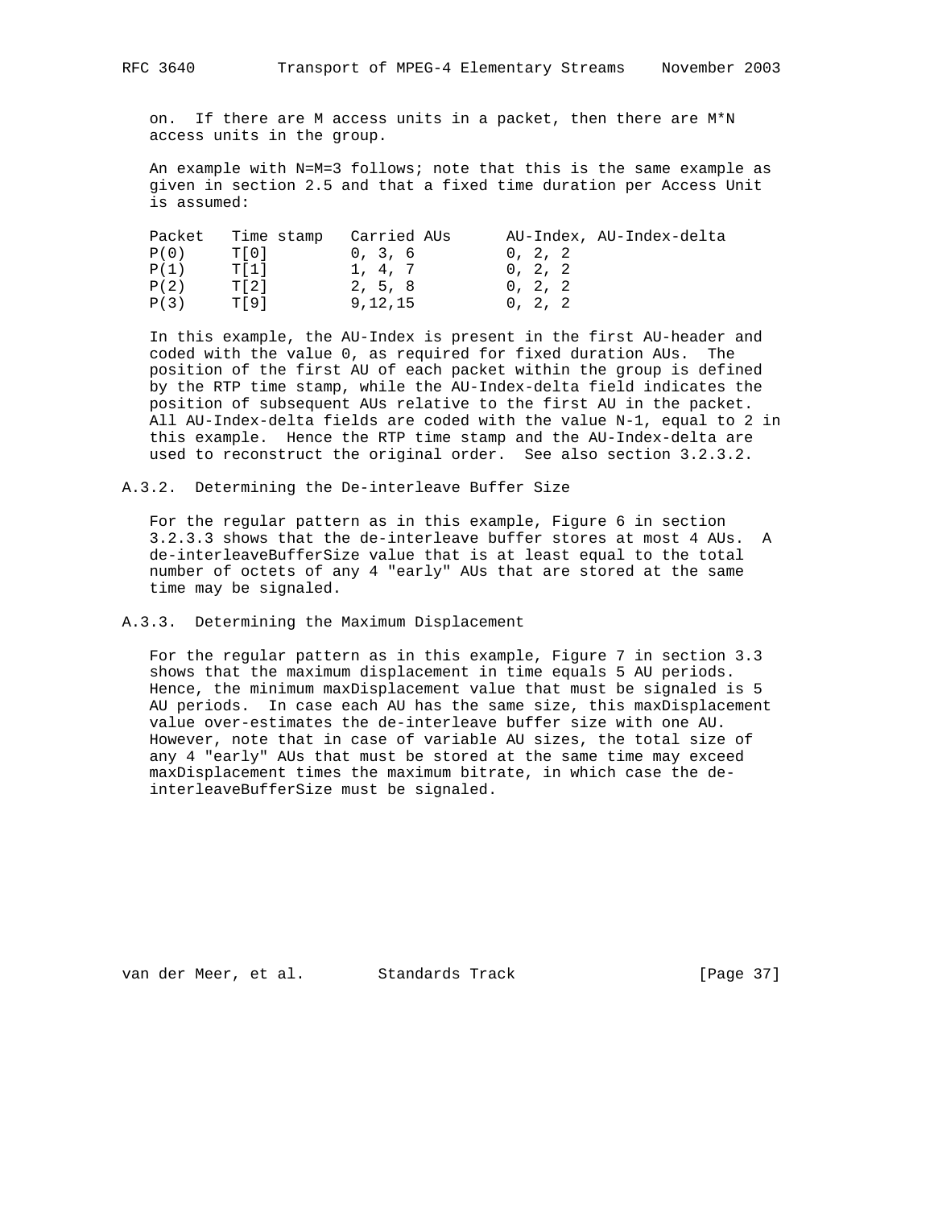on. If there are M access units in a packet, then there are M*N access units in the group.

An example with N=M=3 follows; note that this is the same example as given in section 2.5 and that a fixed time duration per Access Unit is assumed:

| Packet | Time stamp | Carried AUs | AU-Index, AU-Index-delta |
|---|---|---|---|
| P(0) | T[0] | 0, 3, 6 | 0, 2, 2 |
| P(1) | T[1] | 1, 4, 7 | 0, 2, 2 |
| P(2) | T[2] | 2, 5, 8 | 0, 2, 2 |
| P(3) | T[9] | 9,12,15 | 0, 2, 2 |

In this example, the AU-Index is present in the first AU-header and coded with the value 0, as required for fixed duration AUs. The position of the first AU of each packet within the group is defined by the RTP time stamp, while the AU-Index-delta field indicates the position of subsequent AUs relative to the first AU in the packet. All AU-Index-delta fields are coded with the value N-1, equal to 2 in this example. Hence the RTP time stamp and the AU-Index-delta are used to reconstruct the original order. See also section 3.2.3.2.

### A.3.2. Determining the De-interleave Buffer Size

For the regular pattern as in this example, Figure 6 in section 3.2.3.3 shows that the de-interleave buffer stores at most 4 AUs. A de-interleaveBufferSize value that is at least equal to the total number of octets of any 4 "early" AUs that are stored at the same time may be signaled.

### A.3.3. Determining the Maximum Displacement

For the regular pattern as in this example, Figure 7 in section 3.3 shows that the maximum displacement in time equals 5 AU periods. Hence, the minimum maxDisplacement value that must be signaled is 5 AU periods. In case each AU has the same size, this maxDisplacement value over-estimates the de-interleave buffer size with one AU. However, note that in case of variable AU sizes, the total size of any 4 "early" AUs that must be stored at the same time may exceed maxDisplacement times the maximum bitrate, in which case the de-interleaveBufferSize must be signaled.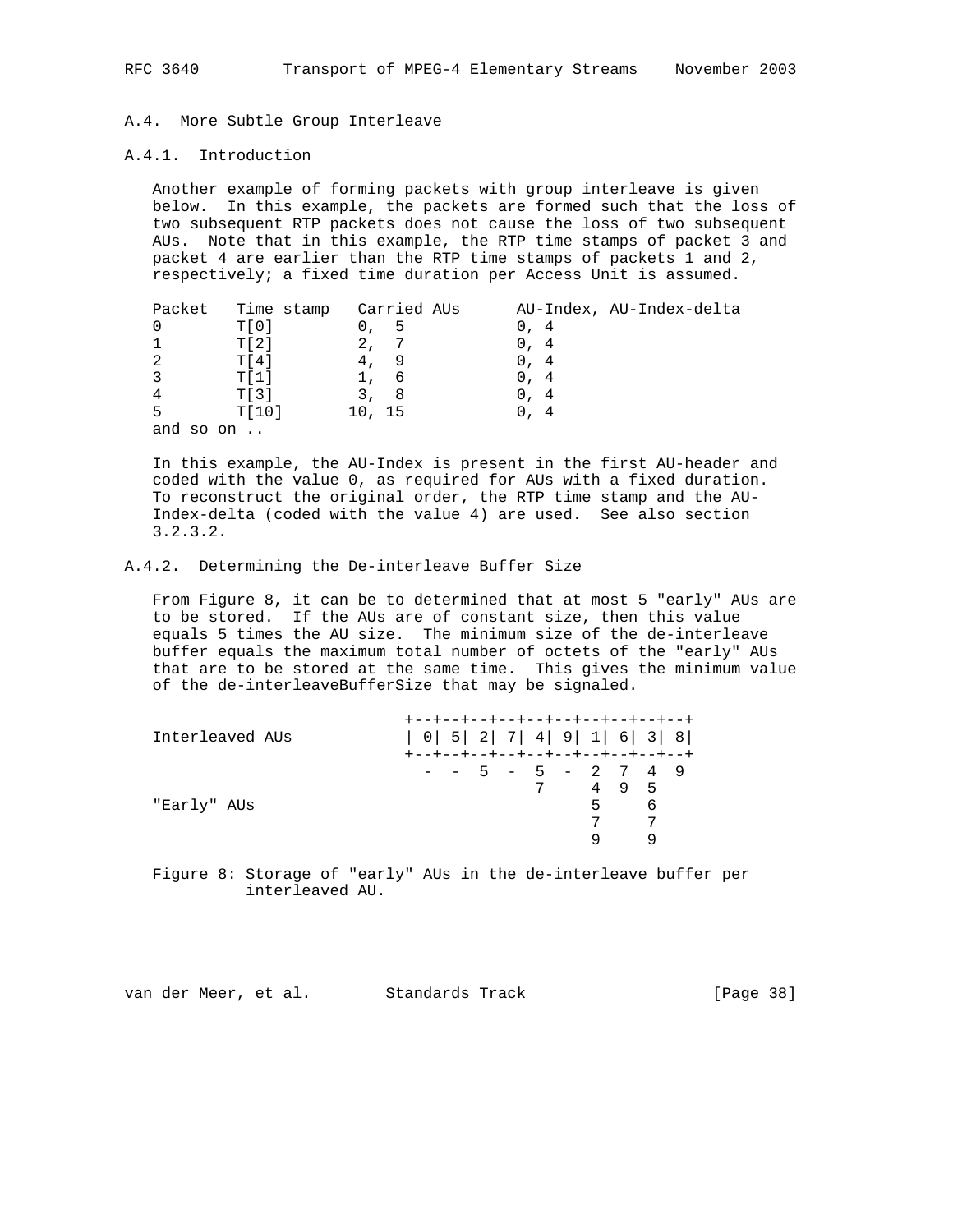### A.4. More Subtle Group Interleave

#### A.4.1. Introduction

Another example of forming packets with group interleave is given below. In this example, the packets are formed such that the loss of two subsequent RTP packets does not cause the loss of two subsequent AUs. Note that in this example, the RTP time stamps of packet 3 and packet 4 are earlier than the RTP time stamps of packets 1 and 2, respectively; a fixed time duration per Access Unit is assumed.

```
Packet   Time stamp   Carried AUs      AU-Index, AU-Index-delta
0        T[0]         0,  5            0, 4
1        T[2]         2,  7            0, 4
2        T[4]         4,  9            0, 4
3        T[1]         1,  6            0, 4
4        T[3]         3,  8            0, 4
5        T[10]       10, 15            0, 4
and so on ..
```

In this example, the AU-Index is present in the first AU-header and coded with the value 0, as required for AUs with a fixed duration. To reconstruct the original order, the RTP time stamp and the AU-Index-delta (coded with the value 4) are used. See also section 3.2.3.2.

#### A.4.2. Determining the De-interleave Buffer Size

From Figure 8, it can be to determined that at most 5 "early" AUs are to be stored. If the AUs are of constant size, then this value equals 5 times the AU size. The minimum size of the de-interleave buffer equals the maximum total number of octets of the "early" AUs that are to be stored at the same time. This gives the minimum value of the de-interleaveBufferSize that may be signaled.

```
                         +--+--+--+--+--+--+--+--+--+--+
Interleaved AUs          | 0| 5| 2| 7| 4| 9| 1| 6| 3| 8|
                         +--+--+--+--+--+--+--+--+--+--+
                           -  -  5  -  5  -  2  7  4  9
                                       7     4  9  5
"Early" AUs                                  5     6
                                             7     7
                                             9     9
```

Figure 8: Storage of "early" AUs in the de-interleave buffer per interleaved AU.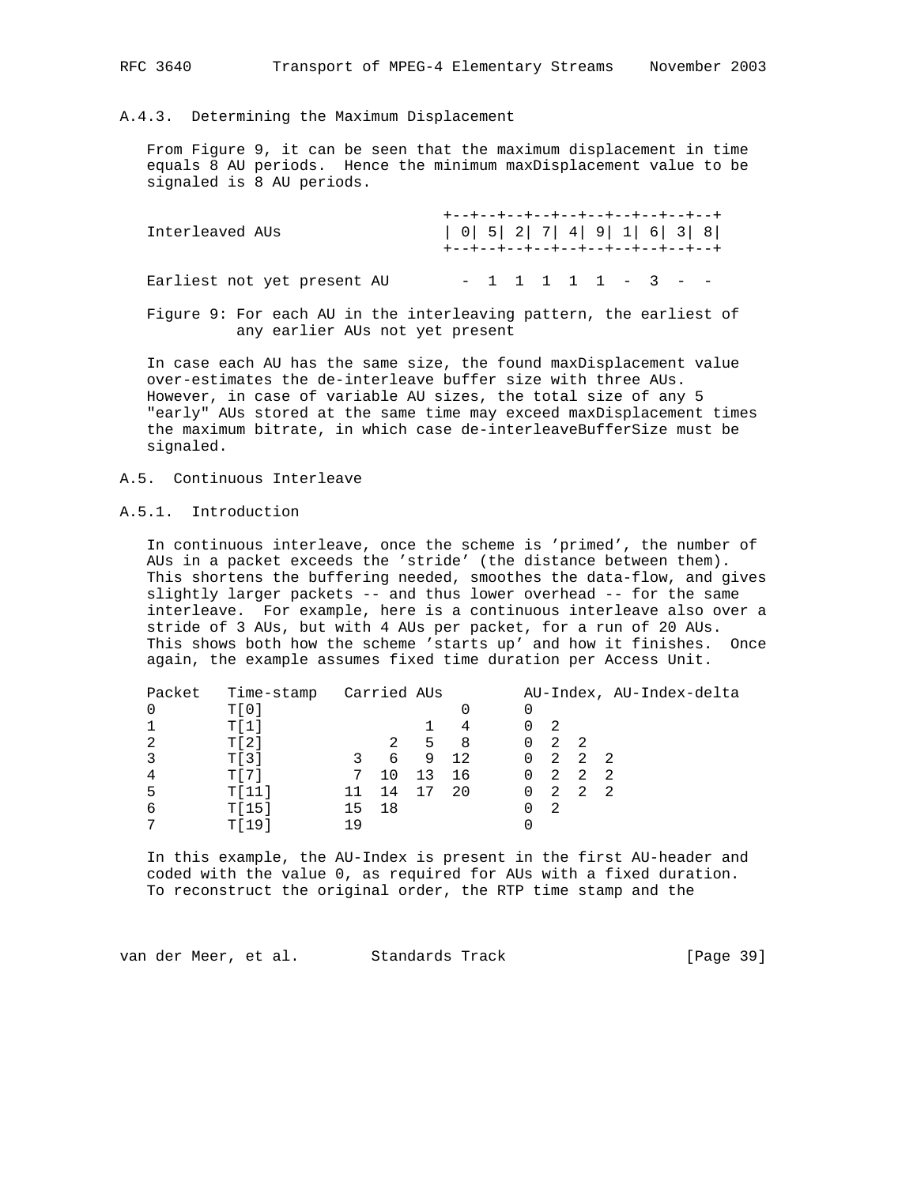### A.4.3. Determining the Maximum Displacement

From Figure 9, it can be seen that the maximum displacement in time equals 8 AU periods. Hence the minimum maxDisplacement value to be signaled is 8 AU periods.

```
                                 +--+--+--+--+--+--+--+--+--+--+
Interleaved AUs                  | 0| 5| 2| 7| 4| 9| 1| 6| 3| 8|
                                 +--+--+--+--+--+--+--+--+--+--+

Earliest not yet present AU        -  1  1  1  1  1  -  3  -  -
```

Figure 9: For each AU in the interleaving pattern, the earliest of any earlier AUs not yet present

In case each AU has the same size, the found maxDisplacement value over-estimates the de-interleave buffer size with three AUs. However, in case of variable AU sizes, the total size of any 5 "early" AUs stored at the same time may exceed maxDisplacement times the maximum bitrate, in which case de-interleaveBufferSize must be signaled.

## A.5. Continuous Interleave

### A.5.1. Introduction

In continuous interleave, once the scheme is 'primed', the number of AUs in a packet exceeds the 'stride' (the distance between them). This shortens the buffering needed, smoothes the data-flow, and gives slightly larger packets -- and thus lower overhead -- for the same interleave. For example, here is a continuous interleave also over a stride of 3 AUs, but with 4 AUs per packet, for a run of 20 AUs. This shows both how the scheme 'starts up' and how it finishes. Once again, the example assumes fixed time duration per Access Unit.

```
Packet   Time-stamp   Carried AUs         AU-Index, AU-Index-delta
0        T[0]                    0        0
1        T[1]                1   4        0  2
2        T[2]            2   5   8        0  2  2
3        T[3]        3   6   9  12        0  2  2  2
4        T[7]        7  10  13  16        0  2  2  2
5        T[11]      11  14  17  20        0  2  2  2
6        T[15]      15  18                0  2
7        T[19]      19                    0
```

In this example, the AU-Index is present in the first AU-header and coded with the value 0, as required for AUs with a fixed duration. To reconstruct the original order, the RTP time stamp and the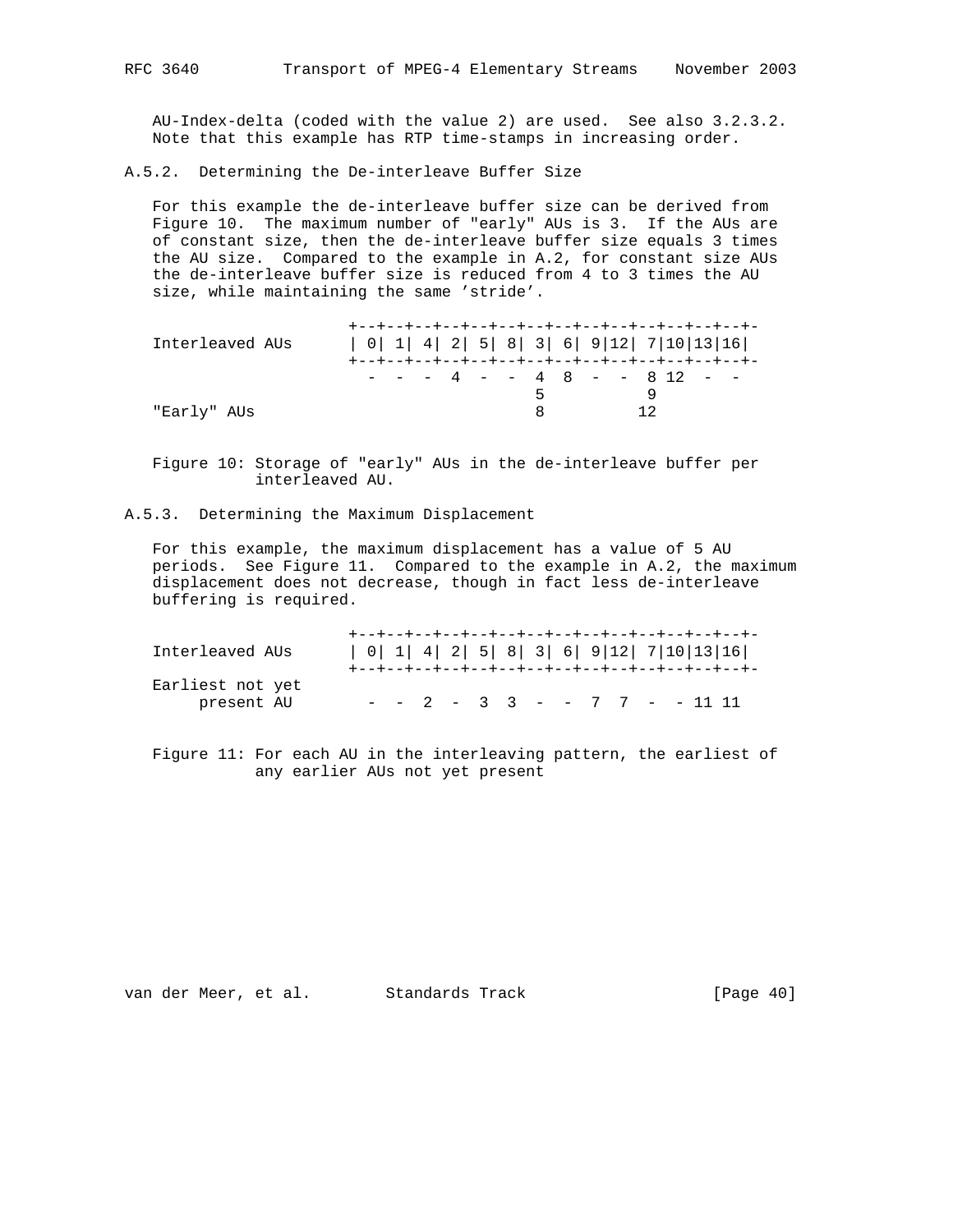AU-Index-delta (coded with the value 2) are used. See also 3.2.3.2. Note that this example has RTP time-stamps in increasing order.

### A.5.2. Determining the De-interleave Buffer Size

For this example the de-interleave buffer size can be derived from Figure 10. The maximum number of "early" AUs is 3. If the AUs are of constant size, then the de-interleave buffer size equals 3 times the AU size. Compared to the example in A.2, for constant size AUs the de-interleave buffer size is reduced from 4 to 3 times the AU size, while maintaining the same 'stride'.

```
                     +--+--+--+--+--+--+--+--+--+--+--+--+--+--+-
Interleaved AUs      | 0| 1| 4| 2| 5| 8| 3| 6| 9|12| 7|10|13|16|
                     +--+--+--+--+--+--+--+--+--+--+--+--+--+--+-
                       -  -  -  4  -  -  4  8  -  -  8 12  -  -
                                         5           9
"Early" AUs                              8          12
```

Figure 10: Storage of "early" AUs in the de-interleave buffer per interleaved AU.

### A.5.3. Determining the Maximum Displacement

For this example, the maximum displacement has a value of 5 AU periods. See Figure 11. Compared to the example in A.2, the maximum displacement does not decrease, though in fact less de-interleave buffering is required.

```
                     +--+--+--+--+--+--+--+--+--+--+--+--+--+--+-
Interleaved AUs      | 0| 1| 4| 2| 5| 8| 3| 6| 9|12| 7|10|13|16|
                     +--+--+--+--+--+--+--+--+--+--+--+--+--+--+-
Earliest not yet
     present AU        -  -  2  -  3  3  -  -  7  7  -  - 11 11
```

Figure 11: For each AU in the interleaving pattern, the earliest of any earlier AUs not yet present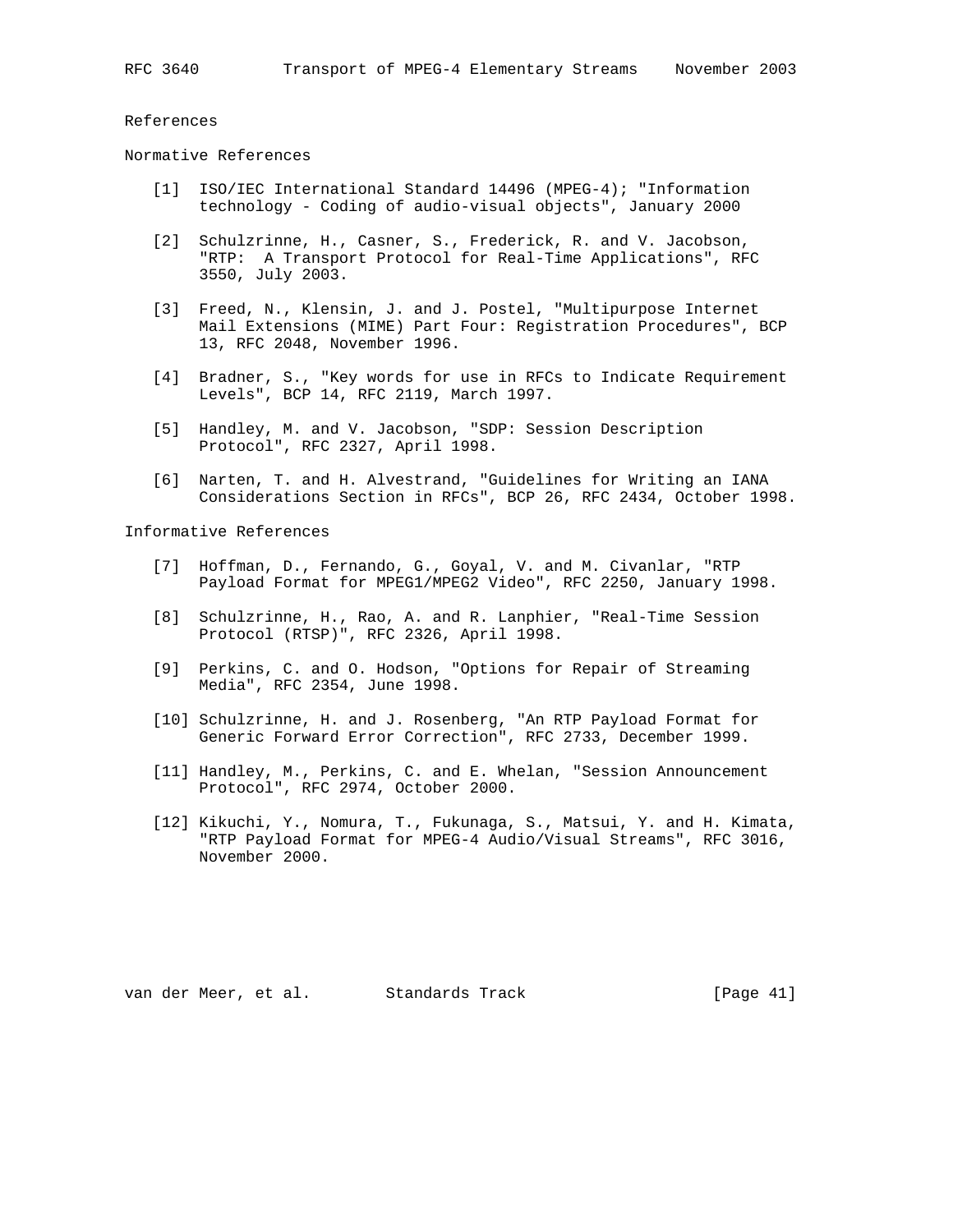# References

## Normative References

[1] ISO/IEC International Standard 14496 (MPEG-4); "Information technology - Coding of audio-visual objects", January 2000

[2] Schulzrinne, H., Casner, S., Frederick, R. and V. Jacobson, "RTP: A Transport Protocol for Real-Time Applications", RFC 3550, July 2003.

[3] Freed, N., Klensin, J. and J. Postel, "Multipurpose Internet Mail Extensions (MIME) Part Four: Registration Procedures", BCP 13, RFC 2048, November 1996.

[4] Bradner, S., "Key words for use in RFCs to Indicate Requirement Levels", BCP 14, RFC 2119, March 1997.

[5] Handley, M. and V. Jacobson, "SDP: Session Description Protocol", RFC 2327, April 1998.

[6] Narten, T. and H. Alvestrand, "Guidelines for Writing an IANA Considerations Section in RFCs", BCP 26, RFC 2434, October 1998.

## Informative References

[7] Hoffman, D., Fernando, G., Goyal, V. and M. Civanlar, "RTP Payload Format for MPEG1/MPEG2 Video", RFC 2250, January 1998.

[8] Schulzrinne, H., Rao, A. and R. Lanphier, "Real-Time Session Protocol (RTSP)", RFC 2326, April 1998.

[9] Perkins, C. and O. Hodson, "Options for Repair of Streaming Media", RFC 2354, June 1998.

[10] Schulzrinne, H. and J. Rosenberg, "An RTP Payload Format for Generic Forward Error Correction", RFC 2733, December 1999.

[11] Handley, M., Perkins, C. and E. Whelan, "Session Announcement Protocol", RFC 2974, October 2000.

[12] Kikuchi, Y., Nomura, T., Fukunaga, S., Matsui, Y. and H. Kimata, "RTP Payload Format for MPEG-4 Audio/Visual Streams", RFC 3016, November 2000.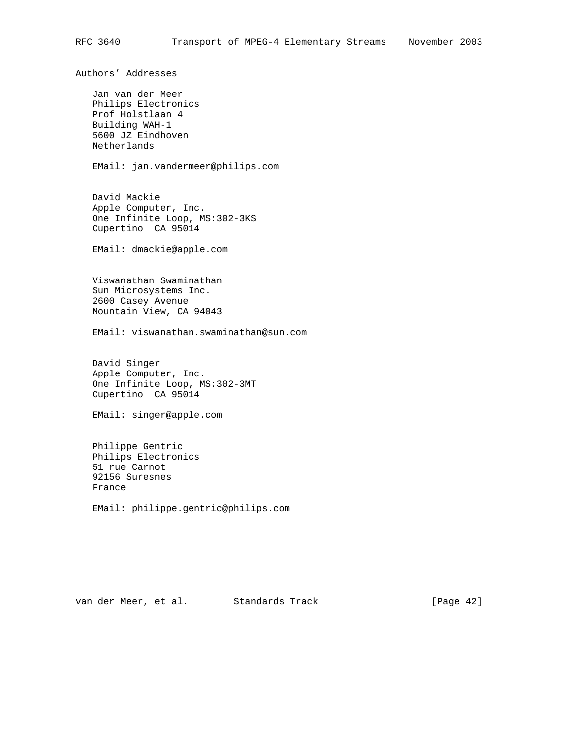## Authors' Addresses

Jan van der Meer
Philips Electronics
Prof Holstlaan 4
Building WAH-1
5600 JZ Eindhoven
Netherlands

EMail: jan.vandermeer@philips.com

David Mackie
Apple Computer, Inc.
One Infinite Loop, MS:302-3KS
Cupertino  CA 95014

EMail: dmackie@apple.com

Viswanathan Swaminathan
Sun Microsystems Inc.
2600 Casey Avenue
Mountain View, CA 94043

EMail: viswanathan.swaminathan@sun.com

David Singer
Apple Computer, Inc.
One Infinite Loop, MS:302-3MT
Cupertino  CA 95014

EMail: singer@apple.com

Philippe Gentric
Philips Electronics
51 rue Carnot
92156 Suresnes
France

EMail: philippe.gentric@philips.com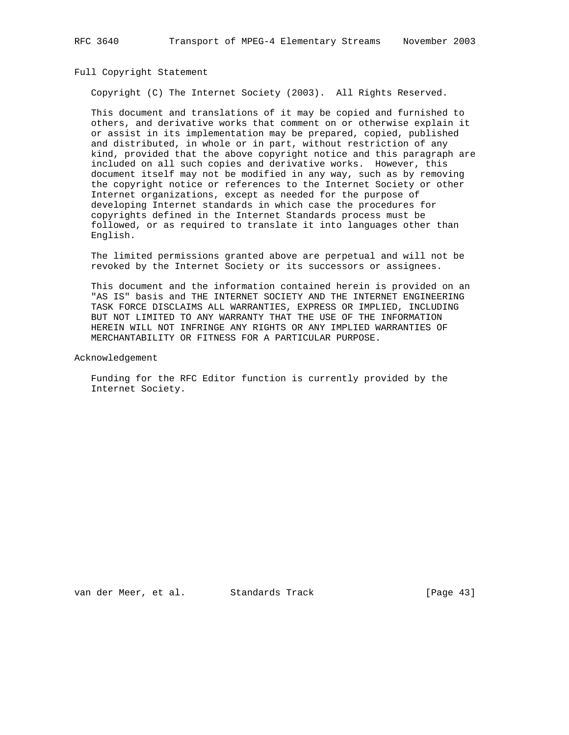## Full Copyright Statement

Copyright (C) The Internet Society (2003). All Rights Reserved.

This document and translations of it may be copied and furnished to others, and derivative works that comment on or otherwise explain it or assist in its implementation may be prepared, copied, published and distributed, in whole or in part, without restriction of any kind, provided that the above copyright notice and this paragraph are included on all such copies and derivative works. However, this document itself may not be modified in any way, such as by removing the copyright notice or references to the Internet Society or other Internet organizations, except as needed for the purpose of developing Internet standards in which case the procedures for copyrights defined in the Internet Standards process must be followed, or as required to translate it into languages other than English.

The limited permissions granted above are perpetual and will not be revoked by the Internet Society or its successors or assignees.

This document and the information contained herein is provided on an "AS IS" basis and THE INTERNET SOCIETY AND THE INTERNET ENGINEERING TASK FORCE DISCLAIMS ALL WARRANTIES, EXPRESS OR IMPLIED, INCLUDING BUT NOT LIMITED TO ANY WARRANTY THAT THE USE OF THE INFORMATION HEREIN WILL NOT INFRINGE ANY RIGHTS OR ANY IMPLIED WARRANTIES OF MERCHANTABILITY OR FITNESS FOR A PARTICULAR PURPOSE.

## Acknowledgement

Funding for the RFC Editor function is currently provided by the Internet Society.